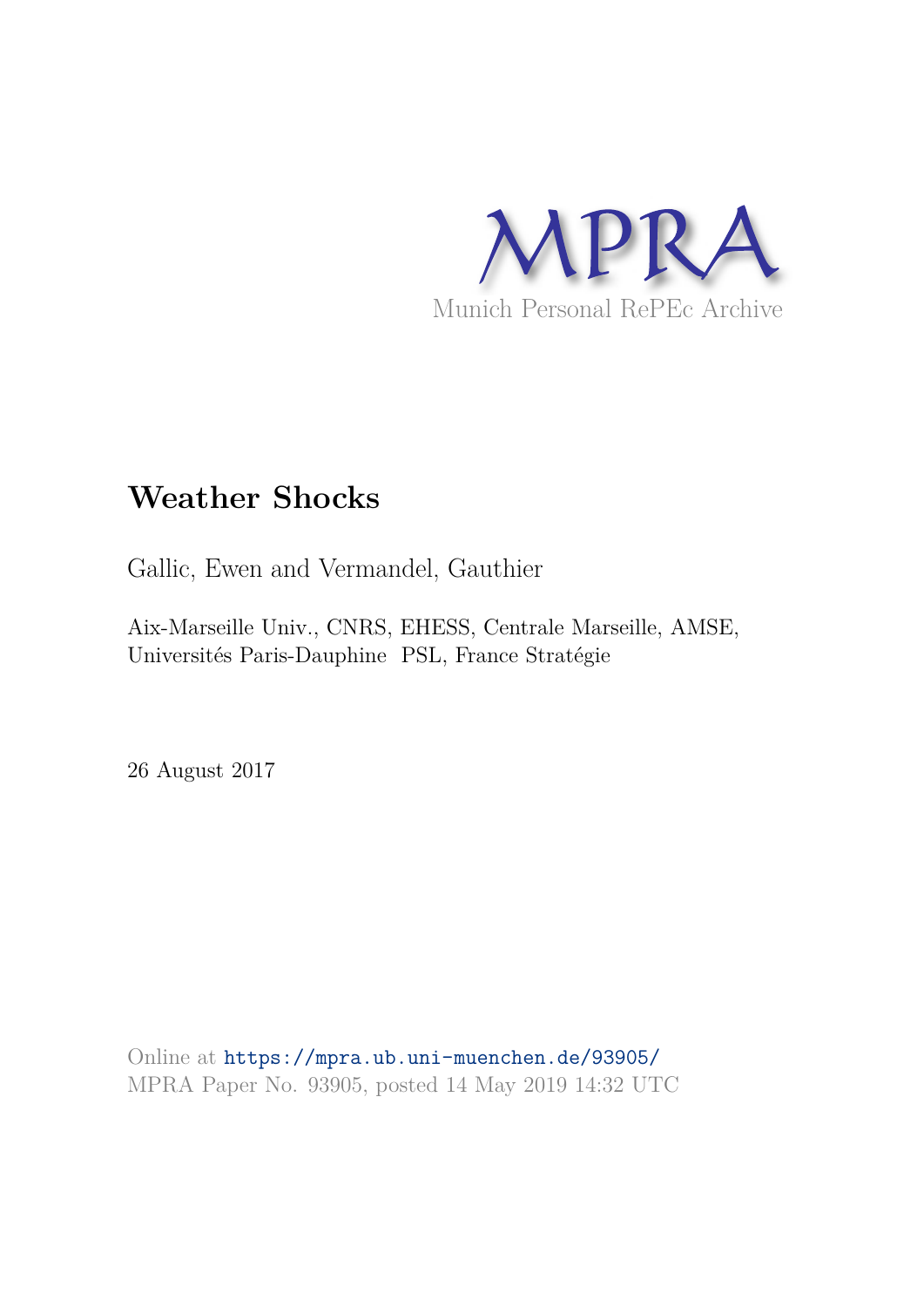MPRA

Munich Personal RePEc Archive

# Weather Shocks

Gallic, Ewen and Vermandel, Gauthier

Aix-Marseille Univ., CNRS, EHESS, Centrale Marseille, AMSE, Universités Paris-Dauphine PSL, France Stratégie

26 August 2017

Online at https://mpra.ub.uni-muenchen.de/93905/
MPRA Paper No. 93905, posted 14 May 2019 14:32 UTC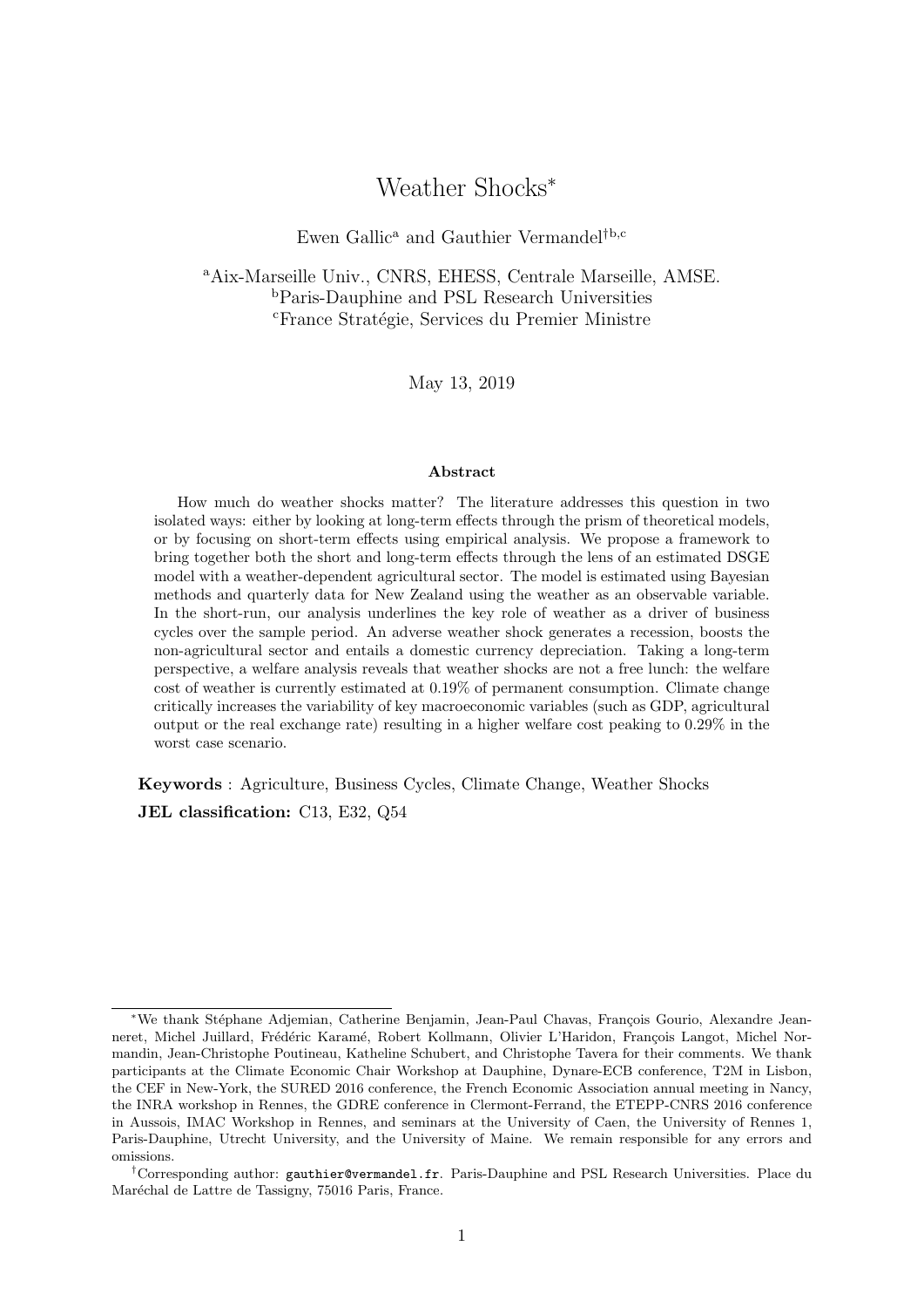# Weather Shocks*

Ewen Gallic[a] and Gauthier Vermandel[†b,c]

[a]Aix-Marseille Univ., CNRS, EHESS, Centrale Marseille, AMSE.
[b]Paris-Dauphine and PSL Research Universities
[c]France Stratégie, Services du Premier Ministre

May 13, 2019

**Abstract**

How much do weather shocks matter? The literature addresses this question in two isolated ways: either by looking at long-term effects through the prism of theoretical models, or by focusing on short-term effects using empirical analysis. We propose a framework to bring together both the short and long-term effects through the lens of an estimated DSGE model with a weather-dependent agricultural sector. The model is estimated using Bayesian methods and quarterly data for New Zealand using the weather as an observable variable. In the short-run, our analysis underlines the key role of weather as a driver of business cycles over the sample period. An adverse weather shock generates a recession, boosts the non-agricultural sector and entails a domestic currency depreciation. Taking a long-term perspective, a welfare analysis reveals that weather shocks are not a free lunch: the welfare cost of weather is currently estimated at 0.19% of permanent consumption. Climate change critically increases the variability of key macroeconomic variables (such as GDP, agricultural output or the real exchange rate) resulting in a higher welfare cost peaking to 0.29% in the worst case scenario.

**Keywords** : Agriculture, Business Cycles, Climate Change, Weather Shocks

**JEL classification:** C13, E32, Q54

---

*We thank Stéphane Adjemian, Catherine Benjamin, Jean-Paul Chavas, François Gourio, Alexandre Jeanneret, Michel Juillard, Frédéric Karamé, Robert Kollmann, Olivier L'Haridon, François Langot, Michel Normandin, Jean-Christophe Poutineau, Katheline Schubert, and Christophe Tavera for their comments. We thank participants at the Climate Economic Chair Workshop at Dauphine, Dynare-ECB conference, T2M in Lisbon, the CEF in New-York, the SURED 2016 conference, the French Economic Association annual meeting in Nancy, the INRA workshop in Rennes, the GDRE conference in Clermont-Ferrand, the ETEPP-CNRS 2016 conference in Aussois, IMAC Workshop in Rennes, and seminars at the University of Caen, the University of Rennes 1, Paris-Dauphine, Utrecht University, and the University of Maine. We remain responsible for any errors and omissions.

†Corresponding author: gauthier@vermandel.fr. Paris-Dauphine and PSL Research Universities. Place du Maréchal de Lattre de Tassigny, 75016 Paris, France.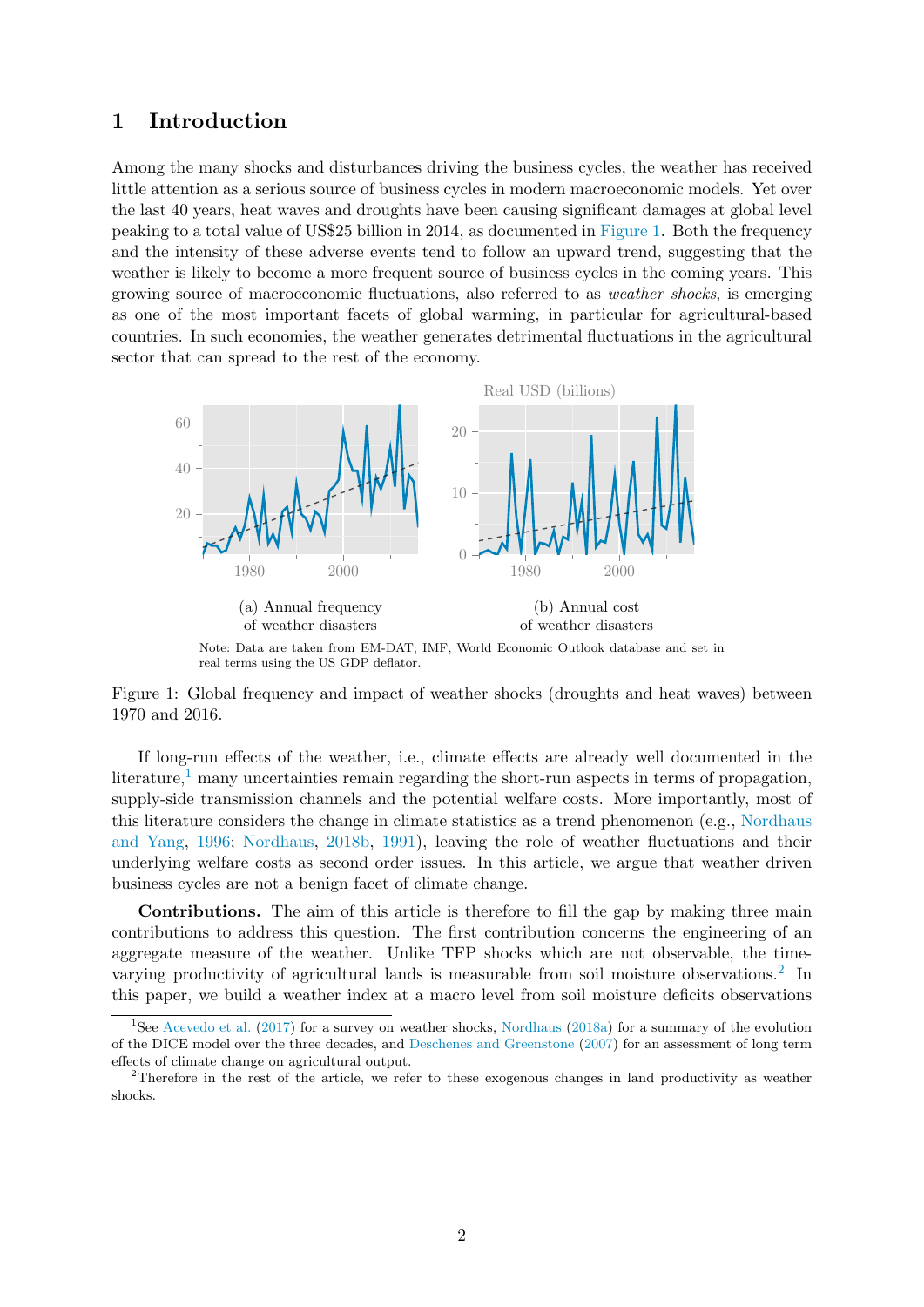# 1 Introduction

Among the many shocks and disturbances driving the business cycles, the weather has received little attention as a serious source of business cycles in modern macroeconomic models. Yet over the last 40 years, heat waves and droughts have been causing significant damages at global level peaking to a total value of US$25 billion in 2014, as documented in Figure 1. Both the frequency and the intensity of these adverse events tend to follow an upward trend, suggesting that the weather is likely to become a more frequent source of business cycles in the coming years. This growing source of macroeconomic fluctuations, also referred to as *weather shocks*, is emerging as one of the most important facets of global warming, in particular for agricultural-based countries. In such economies, the weather generates detrimental fluctuations in the agricultural sector that can spread to the rest of the economy.

(a) Annual frequency of weather disasters

(b) Annual cost of weather disasters

Note: Data are taken from EM-DAT; IMF, World Economic Outlook database and set in real terms using the US GDP deflator.

Figure 1: Global frequency and impact of weather shocks (droughts and heat waves) between 1970 and 2016.

If long-run effects of the weather, i.e., climate effects are already well documented in the literature,[1] many uncertainties remain regarding the short-run aspects in terms of propagation, supply-side transmission channels and the potential welfare costs. More importantly, most of this literature considers the change in climate statistics as a trend phenomenon (e.g., Nordhaus and Yang, 1996; Nordhaus, 2018b, 1991), leaving the role of weather fluctuations and their underlying welfare costs as second order issues. In this article, we argue that weather driven business cycles are not a benign facet of climate change.

**Contributions.** The aim of this article is therefore to fill the gap by making three main contributions to address this question. The first contribution concerns the engineering of an aggregate measure of the weather. Unlike TFP shocks which are not observable, the time-varying productivity of agricultural lands is measurable from soil moisture observations.[2] In this paper, we build a weather index at a macro level from soil moisture deficits observations

[1] See Acevedo et al. (2017) for a survey on weather shocks, Nordhaus (2018a) for a summary of the evolution of the DICE model over the three decades, and Deschenes and Greenstone (2007) for an assessment of long term effects of climate change on agricultural output.

[2] Therefore in the rest of the article, we refer to these exogenous changes in land productivity as weather shocks.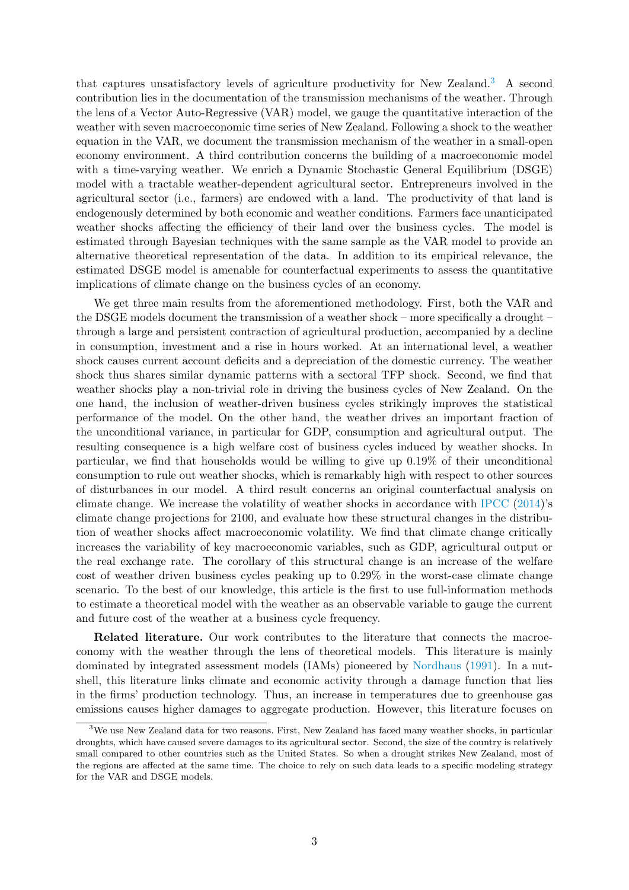that captures unsatisfactory levels of agriculture productivity for New Zealand.[3] A second contribution lies in the documentation of the transmission mechanisms of the weather. Through the lens of a Vector Auto-Regressive (VAR) model, we gauge the quantitative interaction of the weather with seven macroeconomic time series of New Zealand. Following a shock to the weather equation in the VAR, we document the transmission mechanism of the weather in a small-open economy environment. A third contribution concerns the building of a macroeconomic model with a time-varying weather. We enrich a Dynamic Stochastic General Equilibrium (DSGE) model with a tractable weather-dependent agricultural sector. Entrepreneurs involved in the agricultural sector (i.e., farmers) are endowed with a land. The productivity of that land is endogenously determined by both economic and weather conditions. Farmers face unanticipated weather shocks affecting the efficiency of their land over the business cycles. The model is estimated through Bayesian techniques with the same sample as the VAR model to provide an alternative theoretical representation of the data. In addition to its empirical relevance, the estimated DSGE model is amenable for counterfactual experiments to assess the quantitative implications of climate change on the business cycles of an economy.

We get three main results from the aforementioned methodology. First, both the VAR and the DSGE models document the transmission of a weather shock – more specifically a drought – through a large and persistent contraction of agricultural production, accompanied by a decline in consumption, investment and a rise in hours worked. At an international level, a weather shock causes current account deficits and a depreciation of the domestic currency. The weather shock thus shares similar dynamic patterns with a sectoral TFP shock. Second, we find that weather shocks play a non-trivial role in driving the business cycles of New Zealand. On the one hand, the inclusion of weather-driven business cycles strikingly improves the statistical performance of the model. On the other hand, the weather drives an important fraction of the unconditional variance, in particular for GDP, consumption and agricultural output. The resulting consequence is a high welfare cost of business cycles induced by weather shocks. In particular, we find that households would be willing to give up 0.19% of their unconditional consumption to rule out weather shocks, which is remarkably high with respect to other sources of disturbances in our model. A third result concerns an original counterfactual analysis on climate change. We increase the volatility of weather shocks in accordance with IPCC (2014)'s climate change projections for 2100, and evaluate how these structural changes in the distribution of weather shocks affect macroeconomic volatility. We find that climate change critically increases the variability of key macroeconomic variables, such as GDP, agricultural output or the real exchange rate. The corollary of this structural change is an increase of the welfare cost of weather driven business cycles peaking up to 0.29% in the worst-case climate change scenario. To the best of our knowledge, this article is the first to use full-information methods to estimate a theoretical model with the weather as an observable variable to gauge the current and future cost of the weather at a business cycle frequency.

**Related literature.** Our work contributes to the literature that connects the macroeconomy with the weather through the lens of theoretical models. This literature is mainly dominated by integrated assessment models (IAMs) pioneered by Nordhaus (1991). In a nutshell, this literature links climate and economic activity through a damage function that lies in the firms' production technology. Thus, an increase in temperatures due to greenhouse gas emissions causes higher damages to aggregate production. However, this literature focuses on

[3] We use New Zealand data for two reasons. First, New Zealand has faced many weather shocks, in particular droughts, which have caused severe damages to its agricultural sector. Second, the size of the country is relatively small compared to other countries such as the United States. So when a drought strikes New Zealand, most of the regions are affected at the same time. The choice to rely on such data leads to a specific modeling strategy for the VAR and DSGE models.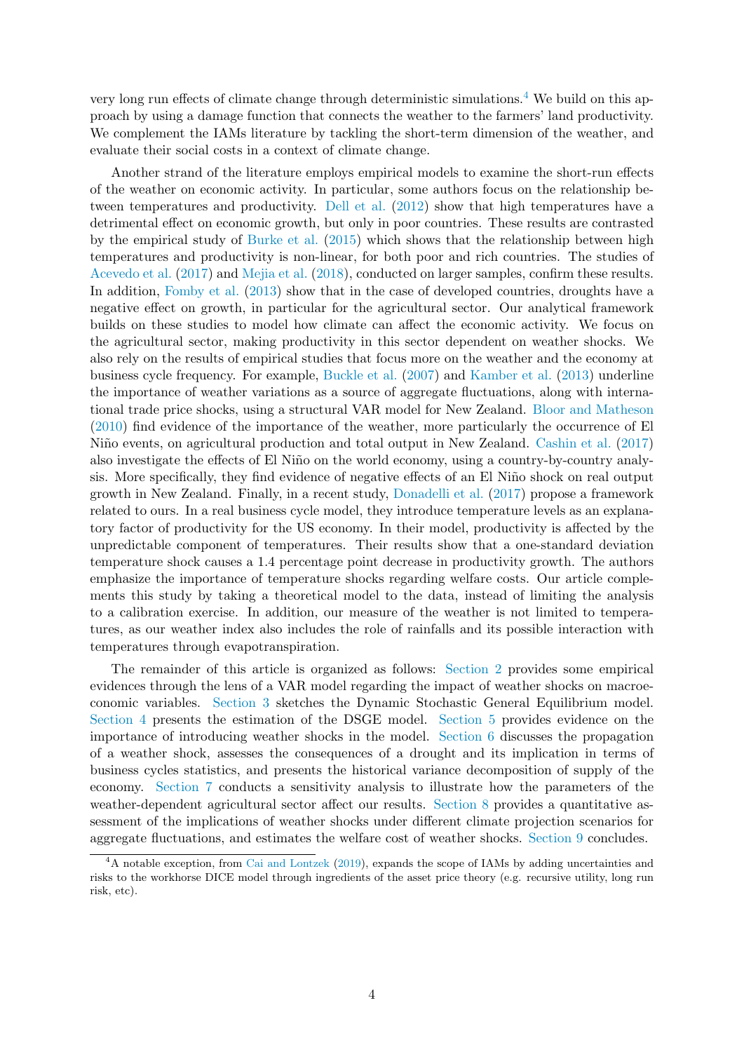very long run effects of climate change through deterministic simulations.[4] We build on this approach by using a damage function that connects the weather to the farmers' land productivity. We complement the IAMs literature by tackling the short-term dimension of the weather, and evaluate their social costs in a context of climate change.

Another strand of the literature employs empirical models to examine the short-run effects of the weather on economic activity. In particular, some authors focus on the relationship between temperatures and productivity. Dell et al. (2012) show that high temperatures have a detrimental effect on economic growth, but only in poor countries. These results are contrasted by the empirical study of Burke et al. (2015) which shows that the relationship between high temperatures and productivity is non-linear, for both poor and rich countries. The studies of Acevedo et al. (2017) and Mejia et al. (2018), conducted on larger samples, confirm these results. In addition, Fomby et al. (2013) show that in the case of developed countries, droughts have a negative effect on growth, in particular for the agricultural sector. Our analytical framework builds on these studies to model how climate can affect the economic activity. We focus on the agricultural sector, making productivity in this sector dependent on weather shocks. We also rely on the results of empirical studies that focus more on the weather and the economy at business cycle frequency. For example, Buckle et al. (2007) and Kamber et al. (2013) underline the importance of weather variations as a source of aggregate fluctuations, along with international trade price shocks, using a structural VAR model for New Zealand. Bloor and Matheson (2010) find evidence of the importance of the weather, more particularly the occurrence of El Niño events, on agricultural production and total output in New Zealand. Cashin et al. (2017) also investigate the effects of El Niño on the world economy, using a country-by-country analysis. More specifically, they find evidence of negative effects of an El Niño shock on real output growth in New Zealand. Finally, in a recent study, Donadelli et al. (2017) propose a framework related to ours. In a real business cycle model, they introduce temperature levels as an explanatory factor of productivity for the US economy. In their model, productivity is affected by the unpredictable component of temperatures. Their results show that a one-standard deviation temperature shock causes a 1.4 percentage point decrease in productivity growth. The authors emphasize the importance of temperature shocks regarding welfare costs. Our article complements this study by taking a theoretical model to the data, instead of limiting the analysis to a calibration exercise. In addition, our measure of the weather is not limited to temperatures, as our weather index also includes the role of rainfalls and its possible interaction with temperatures through evapotranspiration.

The remainder of this article is organized as follows: Section 2 provides some empirical evidences through the lens of a VAR model regarding the impact of weather shocks on macroeconomic variables. Section 3 sketches the Dynamic Stochastic General Equilibrium model. Section 4 presents the estimation of the DSGE model. Section 5 provides evidence on the importance of introducing weather shocks in the model. Section 6 discusses the propagation of a weather shock, assesses the consequences of a drought and its implication in terms of business cycles statistics, and presents the historical variance decomposition of supply of the economy. Section 7 conducts a sensitivity analysis to illustrate how the parameters of the weather-dependent agricultural sector affect our results. Section 8 provides a quantitative assessment of the implications of weather shocks under different climate projection scenarios for aggregate fluctuations, and estimates the welfare cost of weather shocks. Section 9 concludes.

[4] A notable exception, from Cai and Lontzek (2019), expands the scope of IAMs by adding uncertainties and risks to the workhorse DICE model through ingredients of the asset price theory (e.g. recursive utility, long run risk, etc).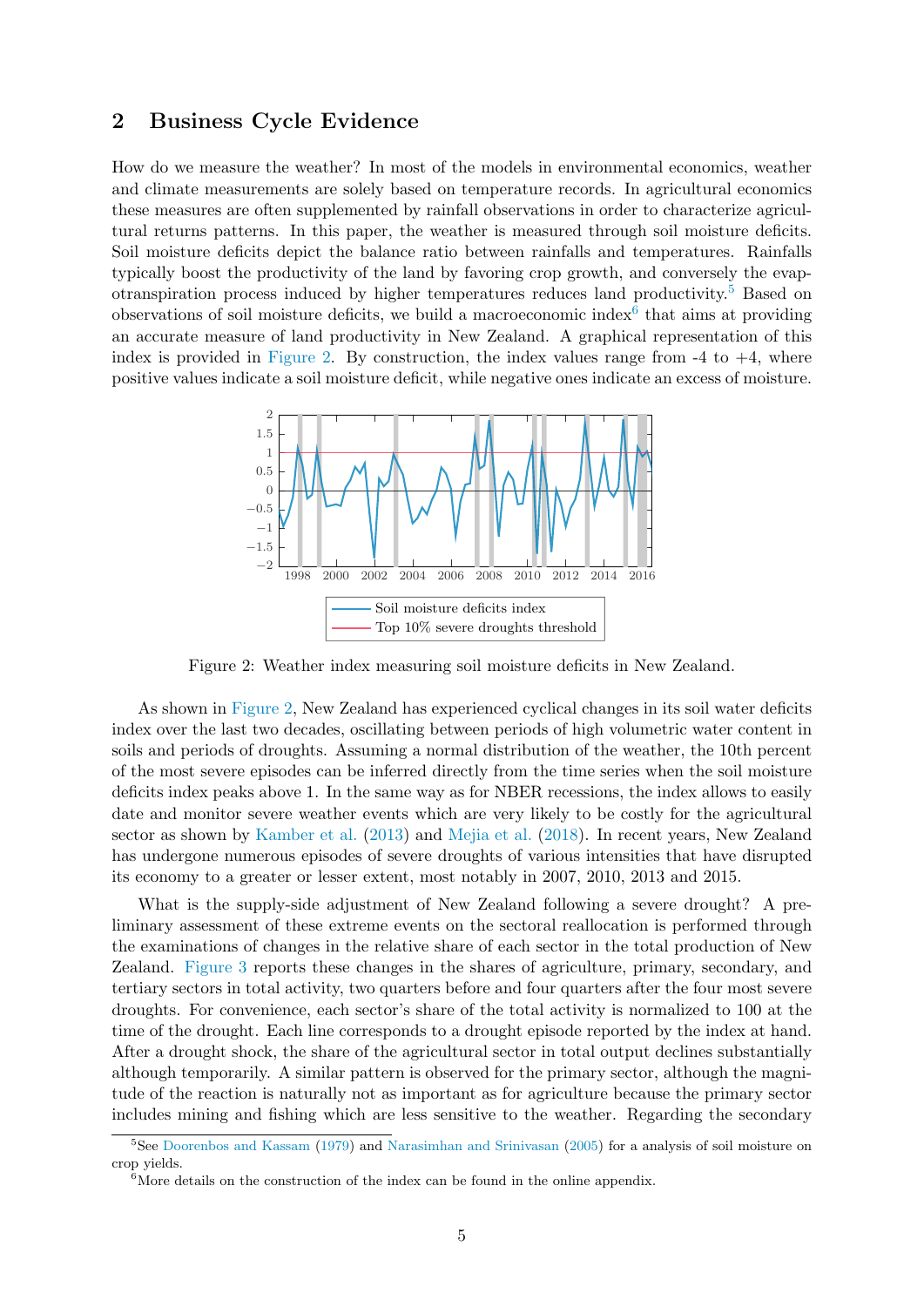## 2 Business Cycle Evidence

How do we measure the weather? In most of the models in environmental economics, weather and climate measurements are solely based on temperature records. In agricultural economics these measures are often supplemented by rainfall observations in order to characterize agricultural returns patterns. In this paper, the weather is measured through soil moisture deficits. Soil moisture deficits depict the balance ratio between rainfalls and temperatures. Rainfalls typically boost the productivity of the land by favoring crop growth, and conversely the evapotranspiration process induced by higher temperatures reduces land productivity.[5] Based on observations of soil moisture deficits, we build a macroeconomic index[6] that aims at providing an accurate measure of land productivity in New Zealand. A graphical representation of this index is provided in Figure 2. By construction, the index values range from -4 to +4, where positive values indicate a soil moisture deficit, while negative ones indicate an excess of moisture.

Figure 2: Weather index measuring soil moisture deficits in New Zealand.

As shown in Figure 2, New Zealand has experienced cyclical changes in its soil water deficits index over the last two decades, oscillating between periods of high volumetric water content in soils and periods of droughts. Assuming a normal distribution of the weather, the 10th percent of the most severe episodes can be inferred directly from the time series when the soil moisture deficits index peaks above 1. In the same way as for NBER recessions, the index allows to easily date and monitor severe weather events which are very likely to be costly for the agricultural sector as shown by Kamber et al. (2013) and Mejia et al. (2018). In recent years, New Zealand has undergone numerous episodes of severe droughts of various intensities that have disrupted its economy to a greater or lesser extent, most notably in 2007, 2010, 2013 and 2015.

What is the supply-side adjustment of New Zealand following a severe drought? A preliminary assessment of these extreme events on the sectoral reallocation is performed through the examinations of changes in the relative share of each sector in the total production of New Zealand. Figure 3 reports these changes in the shares of agriculture, primary, secondary, and tertiary sectors in total activity, two quarters before and four quarters after the four most severe droughts. For convenience, each sector's share of the total activity is normalized to 100 at the time of the drought. Each line corresponds to a drought episode reported by the index at hand. After a drought shock, the share of the agricultural sector in total output declines substantially although temporarily. A similar pattern is observed for the primary sector, although the magnitude of the reaction is naturally not as important as for agriculture because the primary sector includes mining and fishing which are less sensitive to the weather. Regarding the secondary

[5] See Doorenbos and Kassam (1979) and Narasimhan and Srinivasan (2005) for a analysis of soil moisture on crop yields.

[6] More details on the construction of the index can be found in the online appendix.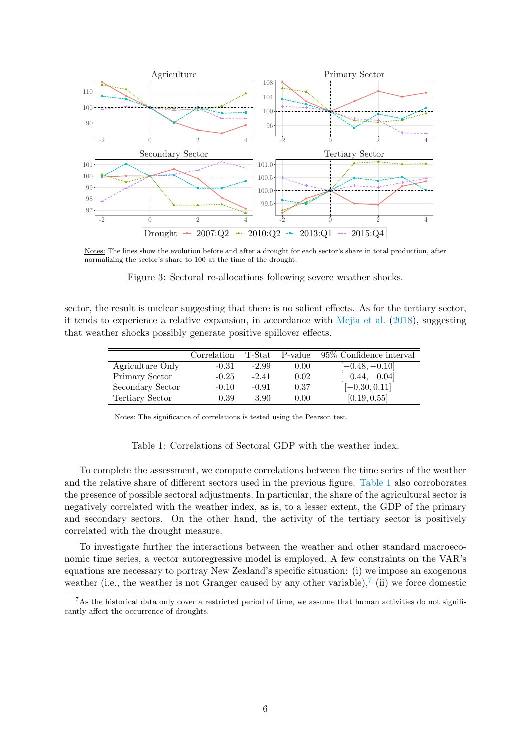Notes: The lines show the evolution before and after a drought for each sector's share in total production, after normalizing the sector's share to 100 at the time of the drought.

Figure 3: Sectoral re-allocations following severe weather shocks.

sector, the result is unclear suggesting that there is no salient effects. As for the tertiary sector, it tends to experience a relative expansion, in accordance with Mejia et al. (2018), suggesting that weather shocks possibly generate positive spillover effects.

| | Correlation | T-Stat | P-value | 95% Confidence interval |
|---|---|---|---|---|
| Agriculture Only | -0.31 | -2.99 | 0.00 | $[-0.48, -0.10]$ |
| Primary Sector | -0.25 | -2.41 | 0.02 | $[-0.44, -0.04]$ |
| Secondary Sector | -0.10 | -0.91 | 0.37 | $[-0.30, 0.11]$ |
| Tertiary Sector | 0.39 | 3.90 | 0.00 | $[0.19, 0.55]$ |

Notes: The significance of correlations is tested using the Pearson test.

Table 1: Correlations of Sectoral GDP with the weather index.

To complete the assessment, we compute correlations between the time series of the weather and the relative share of different sectors used in the previous figure. Table 1 also corroborates the presence of possible sectoral adjustments. In particular, the share of the agricultural sector is negatively correlated with the weather index, as is, to a lesser extent, the GDP of the primary and secondary sectors. On the other hand, the activity of the tertiary sector is positively correlated with the drought measure.

To investigate further the interactions between the weather and other standard macroeconomic time series, a vector autoregressive model is employed. A few constraints on the VAR's equations are necessary to portray New Zealand's specific situation: (i) we impose an exogenous weather (i.e., the weather is not Granger caused by any other variable),[7] (ii) we force domestic

[7] As the historical data only cover a restricted period of time, we assume that human activities do not significantly affect the occurrence of droughts.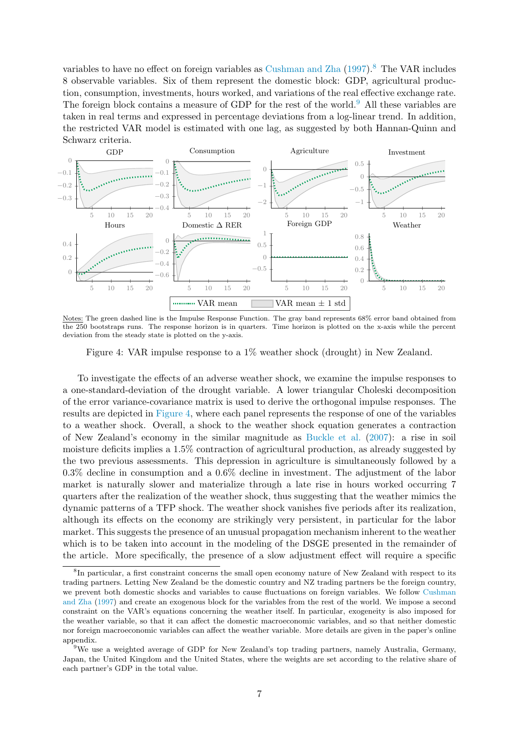variables to have no effect on foreign variables as Cushman and Zha (1997).[8] The VAR includes 8 observable variables. Six of them represent the domestic block: GDP, agricultural production, consumption, investments, hours worked, and variations of the real effective exchange rate. The foreign block contains a measure of GDP for the rest of the world.[9] All these variables are taken in real terms and expressed in percentage deviations from a log-linear trend. In addition, the restricted VAR model is estimated with one lag, as suggested by both Hannan-Quinn and Schwarz criteria.

Notes: The green dashed line is the Impulse Response Function. The gray band represents 68% error band obtained from the 250 bootstraps runs. The response horizon is in quarters. Time horizon is plotted on the x-axis while the percent deviation from the steady state is plotted on the y-axis.

Figure 4: VAR impulse response to a 1% weather shock (drought) in New Zealand.

To investigate the effects of an adverse weather shock, we examine the impulse responses to a one-standard-deviation of the drought variable. A lower triangular Choleski decomposition of the error variance-covariance matrix is used to derive the orthogonal impulse responses. The results are depicted in Figure 4, where each panel represents the response of one of the variables to a weather shock. Overall, a shock to the weather shock equation generates a contraction of New Zealand's economy in the similar magnitude as Buckle et al. (2007): a rise in soil moisture deficits implies a 1.5% contraction of agricultural production, as already suggested by the two previous assessments. This depression in agriculture is simultaneously followed by a 0.3% decline in consumption and a 0.6% decline in investment. The adjustment of the labor market is naturally slower and materialize through a late rise in hours worked occurring 7 quarters after the realization of the weather shock, thus suggesting that the weather mimics the dynamic patterns of a TFP shock. The weather shock vanishes five periods after its realization, although its effects on the economy are strikingly very persistent, in particular for the labor market. This suggests the presence of an unusual propagation mechanism inherent to the weather which is to be taken into account in the modeling of the DSGE presented in the remainder of the article. More specifically, the presence of a slow adjustment effect will require a specific

[8] In particular, a first constraint concerns the small open economy nature of New Zealand with respect to its trading partners. Letting New Zealand be the domestic country and NZ trading partners be the foreign country, we prevent both domestic shocks and variables to cause fluctuations on foreign variables. We follow Cushman and Zha (1997) and create an exogenous block for the variables from the rest of the world. We impose a second constraint on the VAR's equations concerning the weather itself. In particular, exogeneity is also imposed for the weather variable, so that it can affect the domestic macroeconomic variables, and so that neither domestic nor foreign macroeconomic variables can affect the weather variable. More details are given in the paper's online appendix.

[9] We use a weighted average of GDP for New Zealand's top trading partners, namely Australia, Germany, Japan, the United Kingdom and the United States, where the weights are set according to the relative share of each partner's GDP in the total value.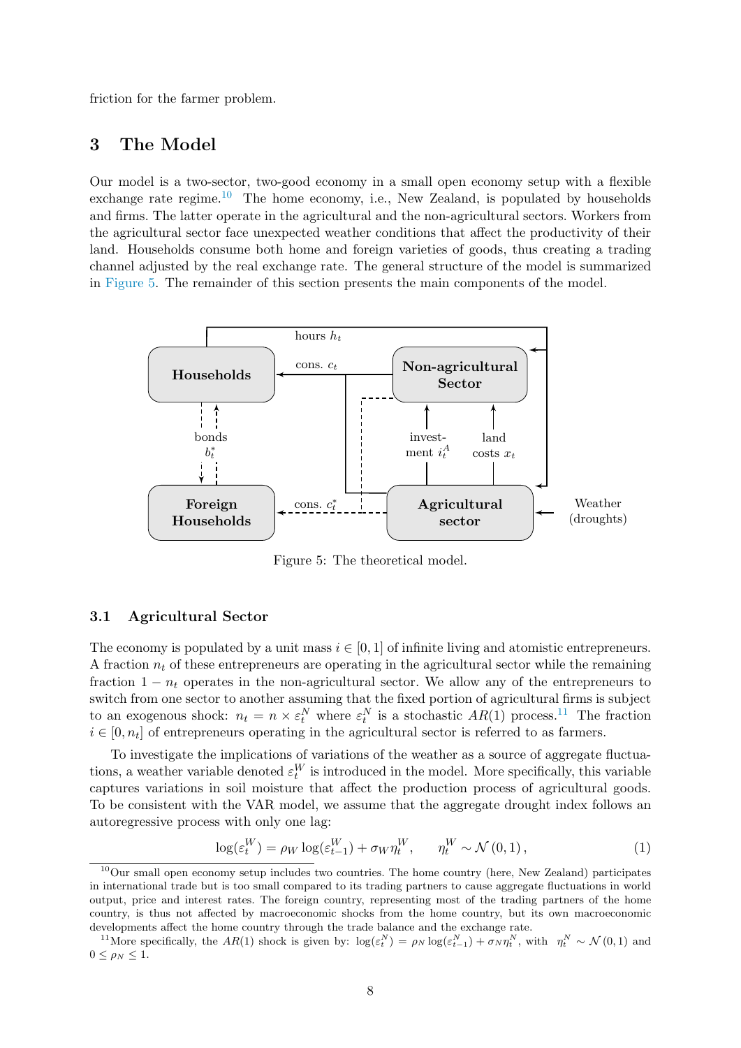friction for the farmer problem.

# 3 The Model

Our model is a two-sector, two-good economy in a small open economy setup with a flexible exchange rate regime.[10] The home economy, i.e., New Zealand, is populated by households and firms. The latter operate in the agricultural and the non-agricultural sectors. Workers from the agricultural sector face unexpected weather conditions that affect the productivity of their land. Households consume both home and foreign varieties of goods, thus creating a trading channel adjusted by the real exchange rate. The general structure of the model is summarized in Figure 5. The remainder of this section presents the main components of the model.

Figure 5: The theoretical model.

## 3.1 Agricultural Sector

The economy is populated by a unit mass $i \in [0, 1]$ of infinite living and atomistic entrepreneurs. A fraction $n_t$ of these entrepreneurs are operating in the agricultural sector while the remaining fraction $1 - n_t$ operates in the non-agricultural sector. We allow any of the entrepreneurs to switch from one sector to another assuming that the fixed portion of agricultural firms is subject to an exogenous shock: $n_t = n \times \varepsilon_t^N$ where $\varepsilon_t^N$ is a stochastic $AR(1)$ process.[11] The fraction $i \in [0, n_t]$ of entrepreneurs operating in the agricultural sector is referred to as farmers.

To investigate the implications of variations of the weather as a source of aggregate fluctuations, a weather variable denoted $\varepsilon_t^W$ is introduced in the model. More specifically, this variable captures variations in soil moisture that affect the production process of agricultural goods. To be consistent with the VAR model, we assume that the aggregate drought index follows an autoregressive process with only one lag:

$$\log(\varepsilon_t^W) = \rho_W \log(\varepsilon_{t-1}^W) + \sigma_W \eta_t^W, \qquad \eta_t^W \sim \mathcal{N}(0, 1), \tag{1}$$

[10] Our small open economy setup includes two countries. The home country (here, New Zealand) participates in international trade but is too small compared to its trading partners to cause aggregate fluctuations in world output, price and interest rates. The foreign country, representing most of the trading partners of the home country, is thus not affected by macroeconomic shocks from the home country, but its own macroeconomic developments affect the home country through the trade balance and the exchange rate.

[11] More specifically, the $AR(1)$ shock is given by: $\log(\varepsilon_t^N) = \rho_N \log(\varepsilon_{t-1}^N) + \sigma_N \eta_t^N$, with $\eta_t^N \sim \mathcal{N}(0, 1)$ and $0 \leq \rho_N \leq 1$.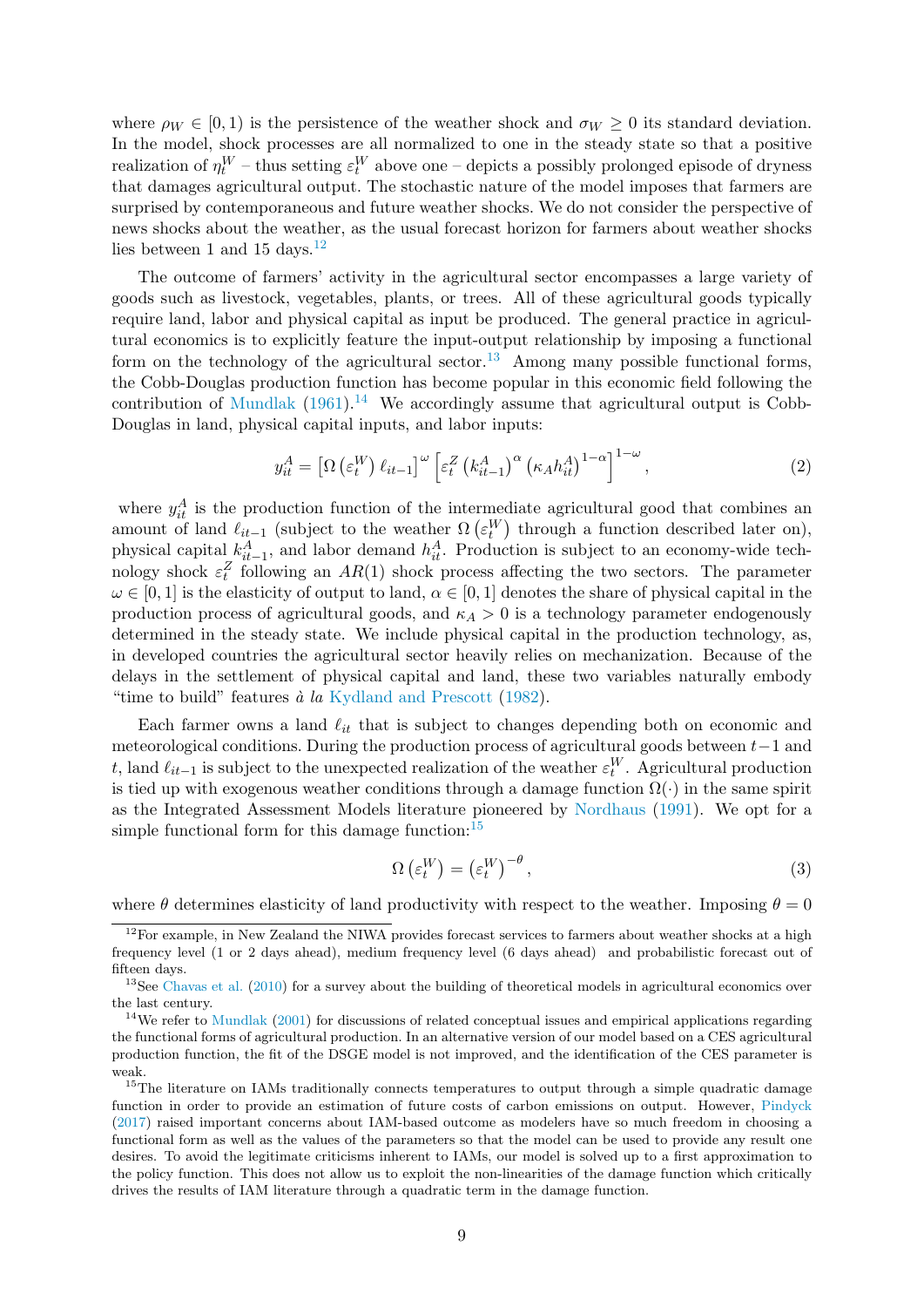where $\rho_W \in [0,1)$ is the persistence of the weather shock and $\sigma_W \geq 0$ its standard deviation. In the model, shock processes are all normalized to one in the steady state so that a positive realization of $\eta_t^W$ – thus setting $\varepsilon_t^W$ above one – depicts a possibly prolonged episode of dryness that damages agricultural output. The stochastic nature of the model imposes that farmers are surprised by contemporaneous and future weather shocks. We do not consider the perspective of news shocks about the weather, as the usual forecast horizon for farmers about weather shocks lies between 1 and 15 days.[12]

The outcome of farmers' activity in the agricultural sector encompasses a large variety of goods such as livestock, vegetables, plants, or trees. All of these agricultural goods typically require land, labor and physical capital as input be produced. The general practice in agricultural economics is to explicitly feature the input-output relationship by imposing a functional form on the technology of the agricultural sector.[13] Among many possible functional forms, the Cobb-Douglas production function has become popular in this economic field following the contribution of Mundlak (1961).[14] We accordingly assume that agricultural output is Cobb-Douglas in land, physical capital inputs, and labor inputs:

$$y_{it}^A = \left[\Omega\left(\varepsilon_t^W\right)\ell_{it-1}\right]^{\omega}\left[\varepsilon_t^Z\left(k_{it-1}^A\right)^{\alpha}\left(\kappa_A h_{it}^A\right)^{1-\alpha}\right]^{1-\omega}, \tag{2}$$

where $y_{it}^A$ is the production function of the intermediate agricultural good that combines an amount of land $\ell_{it-1}$ (subject to the weather $\Omega\left(\varepsilon_t^W\right)$ through a function described later on), physical capital $k_{it-1}^A$, and labor demand $h_{it}^A$. Production is subject to an economy-wide technology shock $\varepsilon_t^Z$ following an $AR(1)$ shock process affecting the two sectors. The parameter $\omega \in [0,1]$ is the elasticity of output to land, $\alpha \in [0,1]$ denotes the share of physical capital in the production process of agricultural goods, and $\kappa_A > 0$ is a technology parameter endogenously determined in the steady state. We include physical capital in the production technology, as, in developed countries the agricultural sector heavily relies on mechanization. Because of the delays in the settlement of physical capital and land, these two variables naturally embody "time to build" features *à la* Kydland and Prescott (1982).

Each farmer owns a land $\ell_{it}$ that is subject to changes depending both on economic and meteorological conditions. During the production process of agricultural goods between $t-1$ and $t$, land $\ell_{it-1}$ is subject to the unexpected realization of the weather $\varepsilon_t^W$. Agricultural production is tied up with exogenous weather conditions through a damage function $\Omega(\cdot)$ in the same spirit as the Integrated Assessment Models literature pioneered by Nordhaus (1991). We opt for a simple functional form for this damage function:[15]

$$\Omega\left(\varepsilon_t^W\right) = \left(\varepsilon_t^W\right)^{-\theta}, \tag{3}$$

where $\theta$ determines elasticity of land productivity with respect to the weather. Imposing $\theta = 0$

[12] For example, in New Zealand the NIWA provides forecast services to farmers about weather shocks at a high frequency level (1 or 2 days ahead), medium frequency level (6 days ahead) and probabilistic forecast out of fifteen days.

[13] See Chavas et al. (2010) for a survey about the building of theoretical models in agricultural economics over the last century.

[14] We refer to Mundlak (2001) for discussions of related conceptual issues and empirical applications regarding the functional forms of agricultural production. In an alternative version of our model based on a CES agricultural production function, the fit of the DSGE model is not improved, and the identification of the CES parameter is weak.

[15] The literature on IAMs traditionally connects temperatures to output through a simple quadratic damage function in order to provide an estimation of future costs of carbon emissions on output. However, Pindyck (2017) raised important concerns about IAM-based outcome as modelers have so much freedom in choosing a functional form as well as the values of the parameters so that the model can be used to provide any result one desires. To avoid the legitimate criticisms inherent to IAMs, our model is solved up to a first approximation to the policy function. This does not allow us to exploit the non-linearities of the damage function which critically drives the results of IAM literature through a quadratic term in the damage function.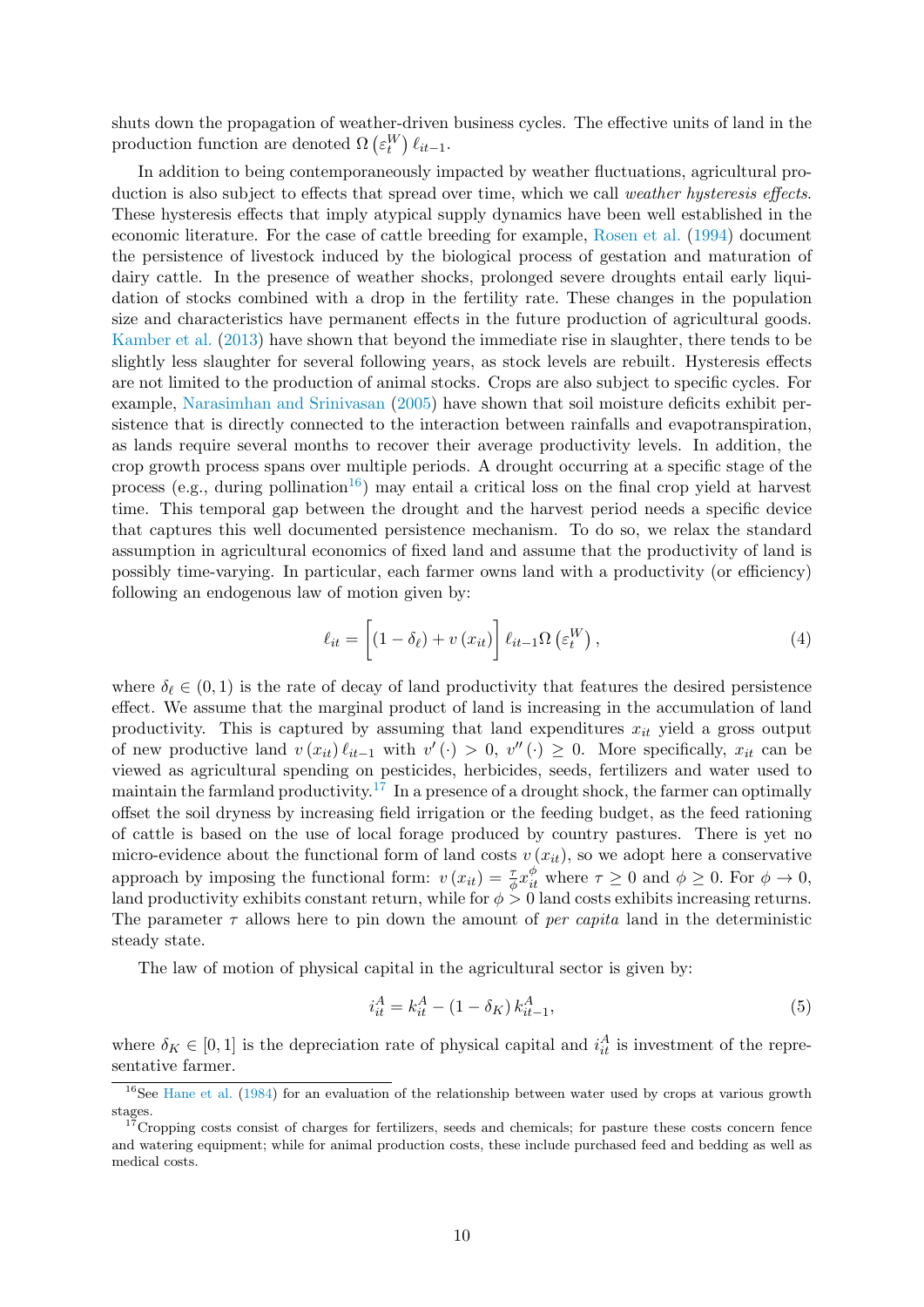shuts down the propagation of weather-driven business cycles. The effective units of land in the production function are denoted $\Omega\left(\varepsilon_t^W\right)\ell_{it-1}$.

In addition to being contemporaneously impacted by weather fluctuations, agricultural production is also subject to effects that spread over time, which we call *weather hysteresis effects*. These hysteresis effects that imply atypical supply dynamics have been well established in the economic literature. For the case of cattle breeding for example, Rosen et al. (1994) document the persistence of livestock induced by the biological process of gestation and maturation of dairy cattle. In the presence of weather shocks, prolonged severe droughts entail early liquidation of stocks combined with a drop in the fertility rate. These changes in the population size and characteristics have permanent effects in the future production of agricultural goods. Kamber et al. (2013) have shown that beyond the immediate rise in slaughter, there tends to be slightly less slaughter for several following years, as stock levels are rebuilt. Hysteresis effects are not limited to the production of animal stocks. Crops are also subject to specific cycles. For example, Narasimhan and Srinivasan (2005) have shown that soil moisture deficits exhibit persistence that is directly connected to the interaction between rainfalls and evapotranspiration, as lands require several months to recover their average productivity levels. In addition, the crop growth process spans over multiple periods. A drought occurring at a specific stage of the process (e.g., during pollination[16]) may entail a critical loss on the final crop yield at harvest time. This temporal gap between the drought and the harvest period needs a specific device that captures this well documented persistence mechanism. To do so, we relax the standard assumption in agricultural economics of fixed land and assume that the productivity of land is possibly time-varying. In particular, each farmer owns land with a productivity (or efficiency) following an endogenous law of motion given by:

$$\ell_{it} = \left[(1-\delta_\ell) + v\left(x_{it}\right)\right]\ell_{it-1}\Omega\left(\varepsilon_t^W\right), \tag{4}$$

where $\delta_\ell \in (0,1)$ is the rate of decay of land productivity that features the desired persistence effect. We assume that the marginal product of land is increasing in the accumulation of land productivity. This is captured by assuming that land expenditures $x_{it}$ yield a gross output of new productive land $v\left(x_{it}\right)\ell_{it-1}$ with $v'(\cdot) > 0$, $v''(\cdot) \geq 0$. More specifically, $x_{it}$ can be viewed as agricultural spending on pesticides, herbicides, seeds, fertilizers and water used to maintain the farmland productivity.[17] In a presence of a drought shock, the farmer can optimally offset the soil dryness by increasing field irrigation or the feeding budget, as the feed rationing of cattle is based on the use of local forage produced by country pastures. There is yet no micro-evidence about the functional form of land costs $v\left(x_{it}\right)$, so we adopt here a conservative approach by imposing the functional form: $v\left(x_{it}\right) = \frac{\tau}{\phi}x_{it}^{\phi}$ where $\tau \geq 0$ and $\phi \geq 0$. For $\phi \to 0$, land productivity exhibits constant return, while for $\phi > 0$ land costs exhibits increasing returns. The parameter $\tau$ allows here to pin down the amount of *per capita* land in the deterministic steady state.

The law of motion of physical capital in the agricultural sector is given by:

$$i_{it}^A = k_{it}^A - (1-\delta_K)\,k_{it-1}^A, \tag{5}$$

where $\delta_K \in [0,1]$ is the depreciation rate of physical capital and $i_{it}^A$ is investment of the representative farmer.

[16] See Hane et al. (1984) for an evaluation of the relationship between water used by crops at various growth stages.

[17] Cropping costs consist of charges for fertilizers, seeds and chemicals; for pasture these costs concern fence and watering equipment; while for animal production costs, these include purchased feed and bedding as well as medical costs.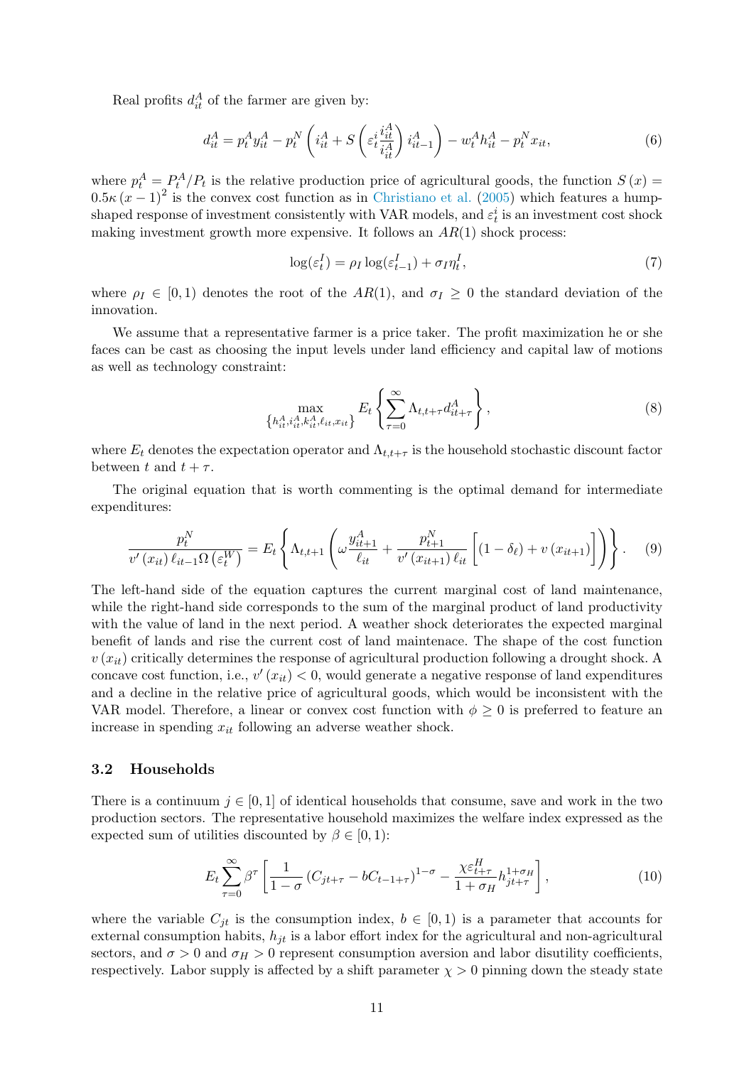Real profits $d_{it}^A$ of the farmer are given by:

$$d_{it}^A = p_t^A y_{it}^A - p_t^N \left( i_{it}^A + S\left( \varepsilon_t^i \frac{i_{it}^A}{i_{it}^A} \right) i_{it-1}^A \right) - w_t^A h_{it}^A - p_t^N x_{it}, \tag{6}$$

where $p_t^A = P_t^A / P_t$ is the relative production price of agricultural goods, the function $S(x) = 0.5\kappa (x-1)^2$ is the convex cost function as in Christiano et al. (2005) which features a hump-shaped response of investment consistently with VAR models, and $\varepsilon_t^i$ is an investment cost shock making investment growth more expensive. It follows an $AR(1)$ shock process:

$$\log(\varepsilon_t^I) = \rho_I \log(\varepsilon_{t-1}^I) + \sigma_I \eta_t^I, \tag{7}$$

where $\rho_I \in [0,1)$ denotes the root of the $AR(1)$, and $\sigma_I \geq 0$ the standard deviation of the innovation.

We assume that a representative farmer is a price taker. The profit maximization he or she faces can be cast as choosing the input levels under land efficiency and capital law of motions as well as technology constraint:

$$\max_{\left\{h_{it}^A, i_{it}^A, k_{it}^A, \ell_{it}, x_{it}\right\}} E_t \left\{ \sum_{\tau=0}^{\infty} \Lambda_{t,t+\tau} d_{it+\tau}^A \right\}, \tag{8}$$

where $E_t$ denotes the expectation operator and $\Lambda_{t,t+\tau}$ is the household stochastic discount factor between $t$ and $t+\tau$.

The original equation that is worth commenting is the optimal demand for intermediate expenditures:

$$\frac{p_t^N}{v'(x_{it})\,\ell_{it-1}\Omega\left(\varepsilon_t^W\right)} = E_t \left\{ \Lambda_{t,t+1} \left( \omega \frac{y_{it+1}^A}{\ell_{it}} + \frac{p_{t+1}^N}{v'(x_{it+1})\,\ell_{it}} \left[ (1-\delta_\ell) + v(x_{it+1}) \right] \right) \right\}. \tag{9}$$

The left-hand side of the equation captures the current marginal cost of land maintenance, while the right-hand side corresponds to the sum of the marginal product of land productivity with the value of land in the next period. A weather shock deteriorates the expected marginal benefit of lands and rise the current cost of land maintenace. The shape of the cost function $v(x_{it})$ critically determines the response of agricultural production following a drought shock. A concave cost function, i.e., $v'(x_{it}) < 0$, would generate a negative response of land expenditures and a decline in the relative price of agricultural goods, which would be inconsistent with the VAR model. Therefore, a linear or convex cost function with $\phi \geq 0$ is preferred to feature an increase in spending $x_{it}$ following an adverse weather shock.

### 3.2 Households

There is a continuum $j \in [0,1]$ of identical households that consume, save and work in the two production sectors. The representative household maximizes the welfare index expressed as the expected sum of utilities discounted by $\beta \in [0,1)$:

$$E_t \sum_{\tau=0}^{\infty} \beta^\tau \left[ \frac{1}{1-\sigma} \left( C_{jt+\tau} - bC_{t-1+\tau} \right)^{1-\sigma} - \frac{\chi \varepsilon_{t+\tau}^H}{1+\sigma_H} h_{jt+\tau}^{1+\sigma_H} \right], \tag{10}$$

where the variable $C_{jt}$ is the consumption index, $b \in [0,1)$ is a parameter that accounts for external consumption habits, $h_{jt}$ is a labor effort index for the agricultural and non-agricultural sectors, and $\sigma > 0$ and $\sigma_H > 0$ represent consumption aversion and labor disutility coefficients, respectively. Labor supply is affected by a shift parameter $\chi > 0$ pinning down the steady state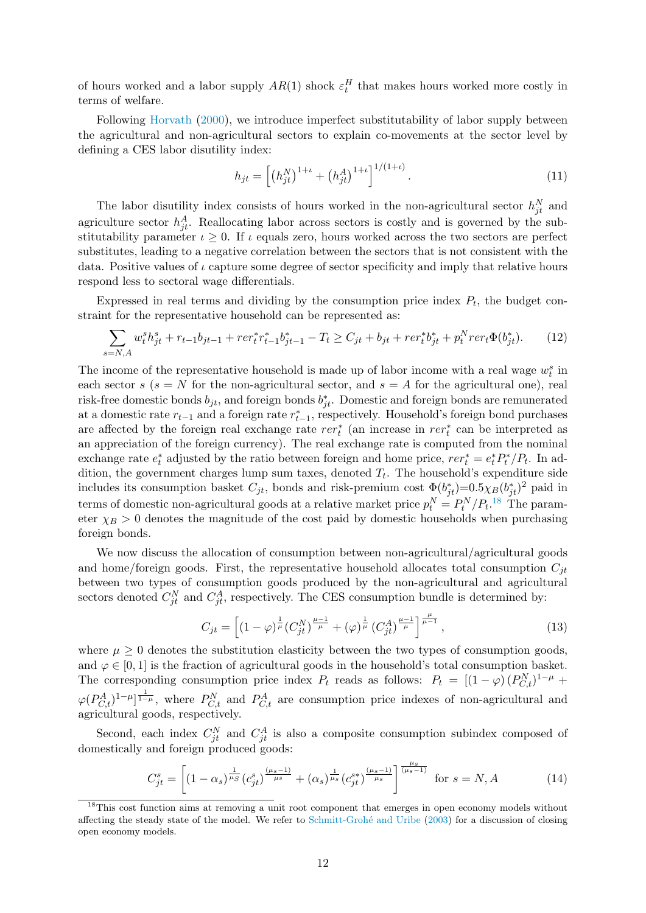of hours worked and a labor supply $AR(1)$ shock $\varepsilon_t^H$ that makes hours worked more costly in terms of welfare.

Following Horvath (2000), we introduce imperfect substitutability of labor supply between the agricultural and non-agricultural sectors to explain co-movements at the sector level by defining a CES labor disutility index:

$$h_{jt} = \left[ \left(h_{jt}^N\right)^{1+\iota} + \left(h_{jt}^A\right)^{1+\iota} \right]^{1/(1+\iota)}. \tag{11}$$

The labor disutility index consists of hours worked in the non-agricultural sector $h_{jt}^N$ and agriculture sector $h_{jt}^A$. Reallocating labor across sectors is costly and is governed by the substitutability parameter $\iota \geq 0$. If $\iota$ equals zero, hours worked across the two sectors are perfect substitutes, leading to a negative correlation between the sectors that is not consistent with the data. Positive values of $\iota$ capture some degree of sector specificity and imply that relative hours respond less to sectoral wage differentials.

Expressed in real terms and dividing by the consumption price index $P_t$, the budget constraint for the representative household can be represented as:

$$\sum_{s=N,A} w_t^s h_{jt}^s + r_{t-1} b_{jt-1} + rer_t^* r_{t-1}^* b_{jt-1}^* - T_t \geq C_{jt} + b_{jt} + rer_t^* b_{jt}^* + p_t^N rer_t \Phi(b_{jt}^*). \tag{12}$$

The income of the representative household is made up of labor income with a real wage $w_t^s$ in each sector $s$ ($s = N$ for the non-agricultural sector, and $s = A$ for the agricultural one), real risk-free domestic bonds $b_{jt}$, and foreign bonds $b_{jt}^*$. Domestic and foreign bonds are remunerated at a domestic rate $r_{t-1}$ and a foreign rate $r_{t-1}^*$, respectively. Household's foreign bond purchases are affected by the foreign real exchange rate $rer_t^*$ (an increase in $rer_t^*$ can be interpreted as an appreciation of the foreign currency). The real exchange rate is computed from the nominal exchange rate $e_t^*$ adjusted by the ratio between foreign and home price, $rer_t^* = e_t^* P_t^*/P_t$. In addition, the government charges lump sum taxes, denoted $T_t$. The household's expenditure side includes its consumption basket $C_{jt}$, bonds and risk-premium cost $\Phi(b_{jt}^*)$=$0.5\chi_B(b_{jt}^*)^2$ paid in terms of domestic non-agricultural goods at a relative market price $p_t^N = P_t^N/P_t$.[18] The parameter $\chi_B > 0$ denotes the magnitude of the cost paid by domestic households when purchasing foreign bonds.

We now discuss the allocation of consumption between non-agricultural/agricultural goods and home/foreign goods. First, the representative household allocates total consumption $C_{jt}$ between two types of consumption goods produced by the non-agricultural and agricultural sectors denoted $C_{jt}^N$ and $C_{jt}^A$, respectively. The CES consumption bundle is determined by:

$$C_{jt} = \left[ (1-\varphi)^{\frac{1}{\mu}} (C_{jt}^N)^{\frac{\mu-1}{\mu}} + (\varphi)^{\frac{1}{\mu}} (C_{jt}^A)^{\frac{\mu-1}{\mu}} \right]^{\frac{\mu}{\mu-1}}, \tag{13}$$

where $\mu \geq 0$ denotes the substitution elasticity between the two types of consumption goods, and $\varphi \in [0,1]$ is the fraction of agricultural goods in the household's total consumption basket. The corresponding consumption price index $P_t$ reads as follows: $P_t = [(1-\varphi)(P_{C,t}^N)^{1-\mu} + \varphi(P_{C,t}^A)^{1-\mu}]^{\frac{1}{1-\mu}}$, where $P_{C,t}^N$ and $P_{C,t}^A$ are consumption price indexes of non-agricultural and agricultural goods, respectively.

Second, each index $C_{jt}^N$ and $C_{jt}^A$ is also a composite consumption subindex composed of domestically and foreign produced goods:

$$C_{jt}^s = \left[ (1-\alpha_s)^{\frac{1}{\mu_S}} (c_{jt}^s)^{\frac{(\mu_s-1)}{\mu_s}} + (\alpha_s)^{\frac{1}{\mu_s}} (c_{jt}^{s*})^{\frac{(\mu_s-1)}{\mu_s}} \right]^{\frac{\mu_s}{(\mu_s-1)}} \text{ for } s = N, A \tag{14}$$

[18] This cost function aims at removing a unit root component that emerges in open economy models without affecting the steady state of the model. We refer to Schmitt-Grohé and Uribe (2003) for a discussion of closing open economy models.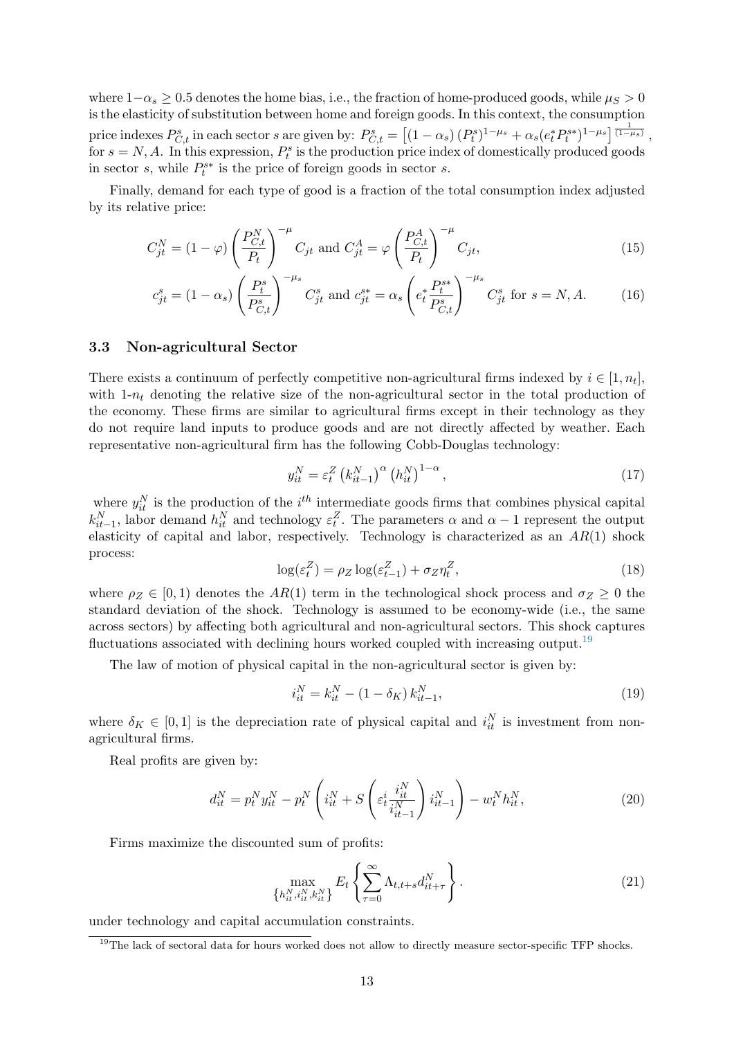where $1-\alpha_s \geq 0.5$ denotes the home bias, i.e., the fraction of home-produced goods, while $\mu_S > 0$ is the elasticity of substitution between home and foreign goods. In this context, the consumption price indexes $P^s_{C,t}$ in each sector $s$ are given by: $P^s_{C,t} = \left[(1-\alpha_s)\left(P^s_t\right)^{1-\mu_s} + \alpha_s (e^*_t P^{s*}_t)^{1-\mu_s}\right]^{\frac{1}{(1-\mu_s)}}$, for $s = N, A$. In this expression, $P^s_t$ is the production price index of domestically produced goods in sector $s$, while $P^{s*}_t$ is the price of foreign goods in sector $s$.

Finally, demand for each type of good is a fraction of the total consumption index adjusted by its relative price:

$$C^N_{jt} = (1-\varphi)\left(\frac{P^N_{C,t}}{P_t}\right)^{-\mu} C_{jt} \text{ and } C^A_{jt} = \varphi\left(\frac{P^A_{C,t}}{P_t}\right)^{-\mu} C_{jt}, \tag{15}$$

$$c^s_{jt} = (1-\alpha_s)\left(\frac{P^s_t}{P^s_{C,t}}\right)^{-\mu_s} C^s_{jt} \text{ and } c^{s*}_{jt} = \alpha_s\left(e^*_t \frac{P^{s*}_t}{P^s_{C,t}}\right)^{-\mu_s} C^s_{jt} \text{ for } s = N, A. \tag{16}$$

### 3.3 Non-agricultural Sector

There exists a continuum of perfectly competitive non-agricultural firms indexed by $i \in [1, n_t]$, with $1$-$n_t$ denoting the relative size of the non-agricultural sector in the total production of the economy. These firms are similar to agricultural firms except in their technology as they do not require land inputs to produce goods and are not directly affected by weather. Each representative non-agricultural firm has the following Cobb-Douglas technology:

$$y^N_{it} = \varepsilon^Z_t \left(k^N_{it-1}\right)^{\alpha} \left(h^N_{it}\right)^{1-\alpha}, \tag{17}$$

where $y^N_{it}$ is the production of the $i^{th}$ intermediate goods firms that combines physical capital $k^N_{it-1}$, labor demand $h^N_{it}$ and technology $\varepsilon^Z_t$. The parameters $\alpha$ and $\alpha - 1$ represent the output elasticity of capital and labor, respectively. Technology is characterized as an $AR(1)$ shock process:

$$\log(\varepsilon^Z_t) = \rho_Z \log(\varepsilon^Z_{t-1}) + \sigma_Z \eta^Z_t, \tag{18}$$

where $\rho_Z \in [0,1)$ denotes the $AR(1)$ term in the technological shock process and $\sigma_Z \geq 0$ the standard deviation of the shock. Technology is assumed to be economy-wide (i.e., the same across sectors) by affecting both agricultural and non-agricultural sectors. This shock captures fluctuations associated with declining hours worked coupled with increasing output.[19]

The law of motion of physical capital in the non-agricultural sector is given by:

$$i^N_{it} = k^N_{it} - (1-\delta_K)\, k^N_{it-1}, \tag{19}$$

where $\delta_K \in [0,1]$ is the depreciation rate of physical capital and $i^N_{it}$ is investment from non-agricultural firms.

Real profits are given by:

$$d^N_{it} = p^N_t y^N_{it} - p^N_t \left(i^N_{it} + S\left(\varepsilon^i_t \frac{i^N_{it}}{i^N_{it-1}}\right) i^N_{it-1}\right) - w^N_t h^N_{it}, \tag{20}$$

Firms maximize the discounted sum of profits:

$$\max_{\left\{h^N_{it}, i^N_{it}, k^N_{it}\right\}} E_t \left\{\sum_{\tau=0}^{\infty} \Lambda_{t,t+s} d^N_{it+\tau}\right\}. \tag{21}$$

under technology and capital accumulation constraints.

[19] The lack of sectoral data for hours worked does not allow to directly measure sector-specific TFP shocks.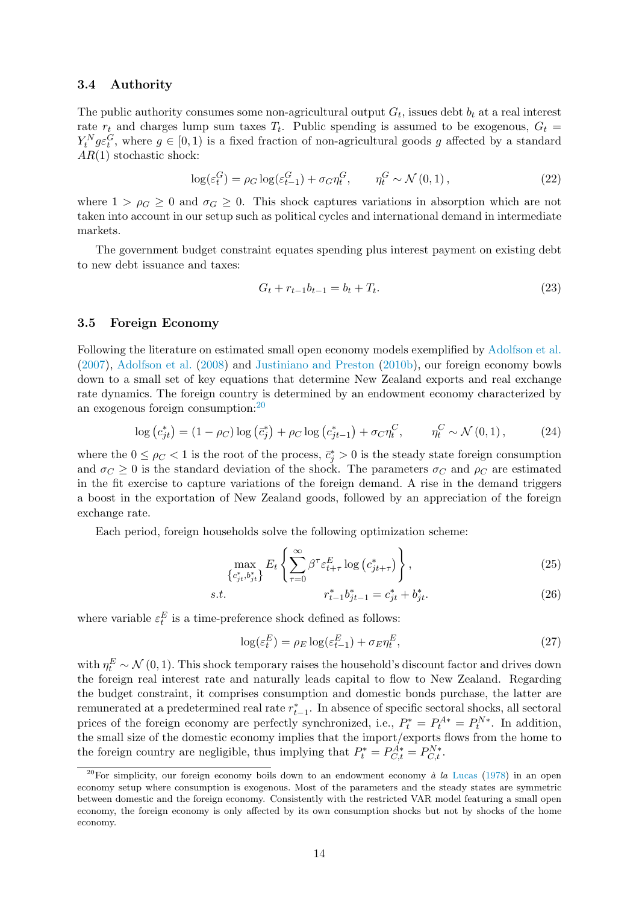### 3.4 Authority

The public authority consumes some non-agricultural output $G_t$, issues debt $b_t$ at a real interest rate $r_t$ and charges lump sum taxes $T_t$. Public spending is assumed to be exogenous, $G_t = Y_t^N g \varepsilon_t^G$, where $g \in [0, 1)$ is a fixed fraction of non-agricultural goods $g$ affected by a standard $AR(1)$ stochastic shock:

$$\log(\varepsilon_t^G) = \rho_G \log(\varepsilon_{t-1}^G) + \sigma_G \eta_t^G, \qquad \eta_t^G \sim \mathcal{N}(0, 1), \tag{22}$$

where $1 > \rho_G \geq 0$ and $\sigma_G \geq 0$. This shock captures variations in absorption which are not taken into account in our setup such as political cycles and international demand in intermediate markets.

The government budget constraint equates spending plus interest payment on existing debt to new debt issuance and taxes:

$$G_t + r_{t-1} b_{t-1} = b_t + T_t. \tag{23}$$

### 3.5 Foreign Economy

Following the literature on estimated small open economy models exemplified by Adolfson et al. (2007), Adolfson et al. (2008) and Justiniano and Preston (2010b), our foreign economy bowls down to a small set of key equations that determine New Zealand exports and real exchange rate dynamics. The foreign country is determined by an endowment economy characterized by an exogenous foreign consumption:[20]

$$\log\left(c_{jt}^*\right) = (1 - \rho_C) \log\left(\bar{c}_j^*\right) + \rho_C \log\left(c_{jt-1}^*\right) + \sigma_C \eta_t^C, \qquad \eta_t^C \sim \mathcal{N}(0, 1), \tag{24}$$

where the $0 \leq \rho_C < 1$ is the root of the process, $\bar{c}_j^* > 0$ is the steady state foreign consumption and $\sigma_C \geq 0$ is the standard deviation of the shock. The parameters $\sigma_C$ and $\rho_C$ are estimated in the fit exercise to capture variations of the foreign demand. A rise in the demand triggers a boost in the exportation of New Zealand goods, followed by an appreciation of the foreign exchange rate.

Each period, foreign households solve the following optimization scheme:

$$\max_{\left\{c_{jt}^*, b_{jt}^*\right\}} E_t \left\{ \sum_{\tau=0}^{\infty} \beta^\tau \varepsilon_{t+\tau}^E \log\left(c_{jt+\tau}^*\right) \right\}, \tag{25}$$

$$s.t. \qquad r_{t-1}^* b_{jt-1}^* = c_{jt}^* + b_{jt}^*. \tag{26}$$

where variable $\varepsilon_t^E$ is a time-preference shock defined as follows:

$$\log(\varepsilon_t^E) = \rho_E \log(\varepsilon_{t-1}^E) + \sigma_E \eta_t^E, \tag{27}$$

with $\eta_t^E \sim \mathcal{N}(0, 1)$. This shock temporary raises the household's discount factor and drives down the foreign real interest rate and naturally leads capital to flow to New Zealand. Regarding the budget constraint, it comprises consumption and domestic bonds purchase, the latter are remunerated at a predetermined real rate $r_{t-1}^*$. In absence of specific sectoral shocks, all sectoral prices of the foreign economy are perfectly synchronized, i.e., $P_t^* = P_t^{A*} = P_t^{N*}$. In addition, the small size of the domestic economy implies that the import/exports flows from the home to the foreign country are negligible, thus implying that $P_t^* = P_{C,t}^{A*} = P_{C,t}^{N*}$.

[20] For simplicity, our foreign economy boils down to an endowment economy *à la* Lucas (1978) in an open economy setup where consumption is exogenous. Most of the parameters and the steady states are symmetric between domestic and the foreign economy. Consistently with the restricted VAR model featuring a small open economy, the foreign economy is only affected by its own consumption shocks but not by shocks of the home economy.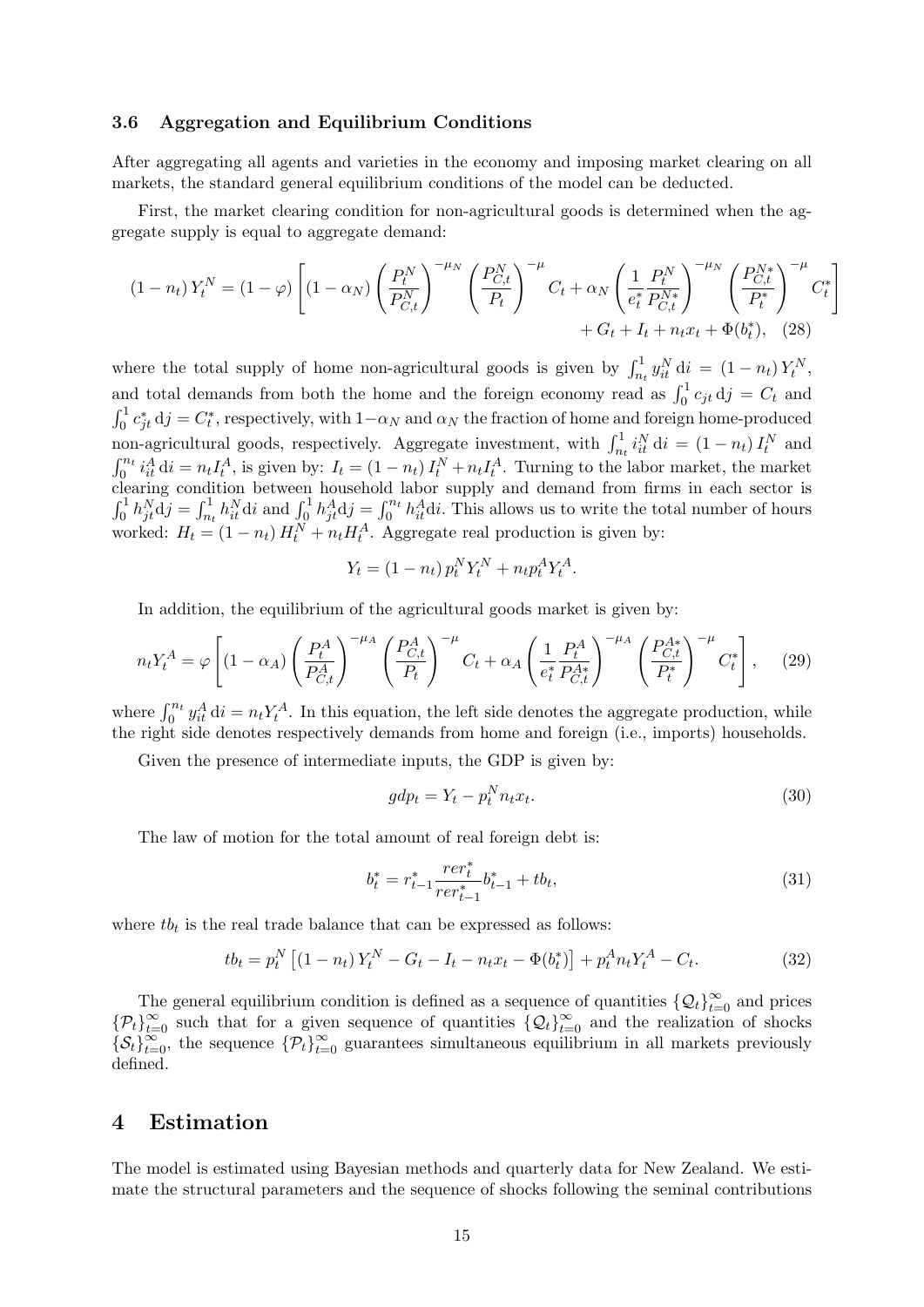### 3.6 Aggregation and Equilibrium Conditions

After aggregating all agents and varieties in the economy and imposing market clearing on all markets, the standard general equilibrium conditions of the model can be deducted.

First, the market clearing condition for non-agricultural goods is determined when the aggregate supply is equal to aggregate demand:

$$(1-n_t)\,Y_t^N = (1-\varphi)\left[(1-\alpha_N)\left(\frac{P_t^N}{P_{C,t}^N}\right)^{-\mu_N}\left(\frac{P_{C,t}^N}{P_t}\right)^{-\mu} C_t + \alpha_N\left(\frac{1}{e_t^*}\frac{P_t^N}{P_{C,t}^{N*}}\right)^{-\mu_N}\left(\frac{P_{C,t}^{N*}}{P_t^*}\right)^{-\mu} C_t^*\right] + G_t + I_t + n_t x_t + \Phi(b_t^*), \quad (28)$$

where the total supply of home non-agricultural goods is given by $\int_{n_t}^1 y_{it}^N\,\mathrm{d}i = (1-n_t)\,Y_t^N$, and total demands from both the home and the foreign economy read as $\int_0^1 c_{jt}\,\mathrm{d}j = C_t$ and $\int_0^1 c_{jt}^*\,\mathrm{d}j = C_t^*$, respectively, with $1-\alpha_N$ and $\alpha_N$ the fraction of home and foreign home-produced non-agricultural goods, respectively. Aggregate investment, with $\int_{n_t}^1 i_{it}^N\,\mathrm{d}i = (1-n_t)\,I_t^N$ and $\int_0^{n_t} i_{it}^A\,\mathrm{d}i = n_t I_t^A$, is given by: $I_t = (1-n_t)\,I_t^N + n_t I_t^A$. Turning to the labor market, the market clearing condition between household labor supply and demand from firms in each sector is $\int_0^1 h_{jt}^N \mathrm{d}j = \int_{n_t}^1 h_{it}^N \mathrm{d}i$ and $\int_0^1 h_{jt}^A \mathrm{d}j = \int_0^{n_t} h_{it}^A \mathrm{d}i$. This allows us to write the total number of hours worked: $H_t = (1-n_t)\,H_t^N + n_t H_t^A$. Aggregate real production is given by:

$$Y_t = (1-n_t)\,p_t^N Y_t^N + n_t p_t^A Y_t^A.$$

In addition, the equilibrium of the agricultural goods market is given by:

$$n_t Y_t^A = \varphi\left[(1-\alpha_A)\left(\frac{P_t^A}{P_{C,t}^A}\right)^{-\mu_A}\left(\frac{P_{C,t}^A}{P_t}\right)^{-\mu} C_t + \alpha_A\left(\frac{1}{e_t^*}\frac{P_t^A}{P_{C,t}^{A*}}\right)^{-\mu_A}\left(\frac{P_{C,t}^{A*}}{P_t^*}\right)^{-\mu} C_t^*\right], \quad (29)$$

where $\int_0^{n_t} y_{it}^A\,\mathrm{d}i = n_t Y_t^A$. In this equation, the left side denotes the aggregate production, while the right side denotes respectively demands from home and foreign (i.e., imports) households.

Given the presence of intermediate inputs, the GDP is given by:

$$gdp_t = Y_t - p_t^N n_t x_t. \quad (30)$$

The law of motion for the total amount of real foreign debt is:

$$b_t^* = r_{t-1}^* \frac{rer_t^*}{rer_{t-1}^*} b_{t-1}^* + tb_t, \quad (31)$$

where $tb_t$ is the real trade balance that can be expressed as follows:

$$tb_t = p_t^N\left[(1-n_t)\,Y_t^N - G_t - I_t - n_t x_t - \Phi(b_t^*)\right] + p_t^A n_t Y_t^A - C_t. \quad (32)$$

The general equilibrium condition is defined as a sequence of quantities $\{\mathcal{Q}_t\}_{t=0}^\infty$ and prices $\{\mathcal{P}_t\}_{t=0}^\infty$ such that for a given sequence of quantities $\{\mathcal{Q}_t\}_{t=0}^\infty$ and the realization of shocks $\{\mathcal{S}_t\}_{t=0}^\infty$, the sequence $\{\mathcal{P}_t\}_{t=0}^\infty$ guarantees simultaneous equilibrium in all markets previously defined.

# 4 Estimation

The model is estimated using Bayesian methods and quarterly data for New Zealand. We estimate the structural parameters and the sequence of shocks following the seminal contributions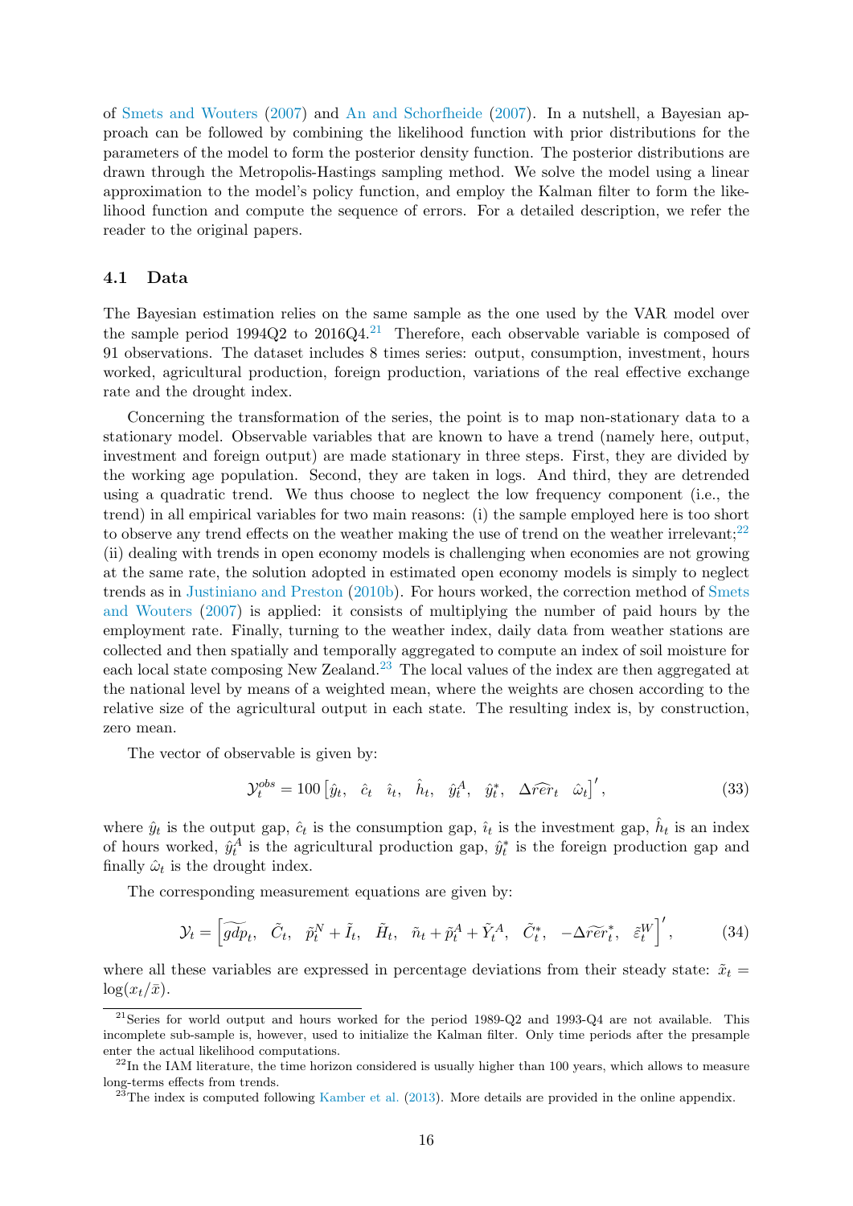of Smets and Wouters (2007) and An and Schorfheide (2007). In a nutshell, a Bayesian approach can be followed by combining the likelihood function with prior distributions for the parameters of the model to form the posterior density function. The posterior distributions are drawn through the Metropolis-Hastings sampling method. We solve the model using a linear approximation to the model's policy function, and employ the Kalman filter to form the likelihood function and compute the sequence of errors. For a detailed description, we refer the reader to the original papers.

### 4.1 Data

The Bayesian estimation relies on the same sample as the one used by the VAR model over the sample period 1994Q2 to 2016Q4.[21] Therefore, each observable variable is composed of 91 observations. The dataset includes 8 times series: output, consumption, investment, hours worked, agricultural production, foreign production, variations of the real effective exchange rate and the drought index.

Concerning the transformation of the series, the point is to map non-stationary data to a stationary model. Observable variables that are known to have a trend (namely here, output, investment and foreign output) are made stationary in three steps. First, they are divided by the working age population. Second, they are taken in logs. And third, they are detrended using a quadratic trend. We thus choose to neglect the low frequency component (i.e., the trend) in all empirical variables for two main reasons: (i) the sample employed here is too short to observe any trend effects on the weather making the use of trend on the weather irrelevant;[22] (ii) dealing with trends in open economy models is challenging when economies are not growing at the same rate, the solution adopted in estimated open economy models is simply to neglect trends as in Justiniano and Preston (2010b). For hours worked, the correction method of Smets and Wouters (2007) is applied: it consists of multiplying the number of paid hours by the employment rate. Finally, turning to the weather index, daily data from weather stations are collected and then spatially and temporally aggregated to compute an index of soil moisture for each local state composing New Zealand.[23] The local values of the index are then aggregated at the national level by means of a weighted mean, where the weights are chosen according to the relative size of the agricultural output in each state. The resulting index is, by construction, zero mean.

The vector of observable is given by:

$$\mathcal{Y}_t^{obs} = 100 \left[ \hat{y}_t, \quad \hat{c}_t \quad \hat{\imath}_t, \quad \hat{h}_t, \quad \hat{y}_t^A, \quad \hat{y}_t^*, \quad \Delta \widehat{rer}_t \quad \hat{\omega}_t \right]', \tag{33}$$

where $\hat{y}_t$ is the output gap, $\hat{c}_t$ is the consumption gap, $\hat{\imath}_t$ is the investment gap, $\hat{h}_t$ is an index of hours worked, $\hat{y}_t^A$ is the agricultural production gap, $\hat{y}_t^*$ is the foreign production gap and finally $\hat{\omega}_t$ is the drought index.

The corresponding measurement equations are given by:

$$\mathcal{Y}_t = \left[ \widetilde{gdp}_t, \quad \tilde{C}_t, \quad \tilde{p}_t^N + \tilde{I}_t, \quad \tilde{H}_t, \quad \tilde{n}_t + \tilde{p}_t^A + \tilde{Y}_t^A, \quad \tilde{C}_t^*, \quad -\Delta \widetilde{rer}_t^*, \quad \tilde{\varepsilon}_t^W \right]', \tag{34}$$

where all these variables are expressed in percentage deviations from their steady state: $\tilde{x}_t = \log(x_t/\bar{x})$.

---

[21] Series for world output and hours worked for the period 1989-Q2 and 1993-Q4 are not available. This incomplete sub-sample is, however, used to initialize the Kalman filter. Only time periods after the presample enter the actual likelihood computations.

[22] In the IAM literature, the time horizon considered is usually higher than 100 years, which allows to measure long-terms effects from trends.

[23] The index is computed following Kamber et al. (2013). More details are provided in the online appendix.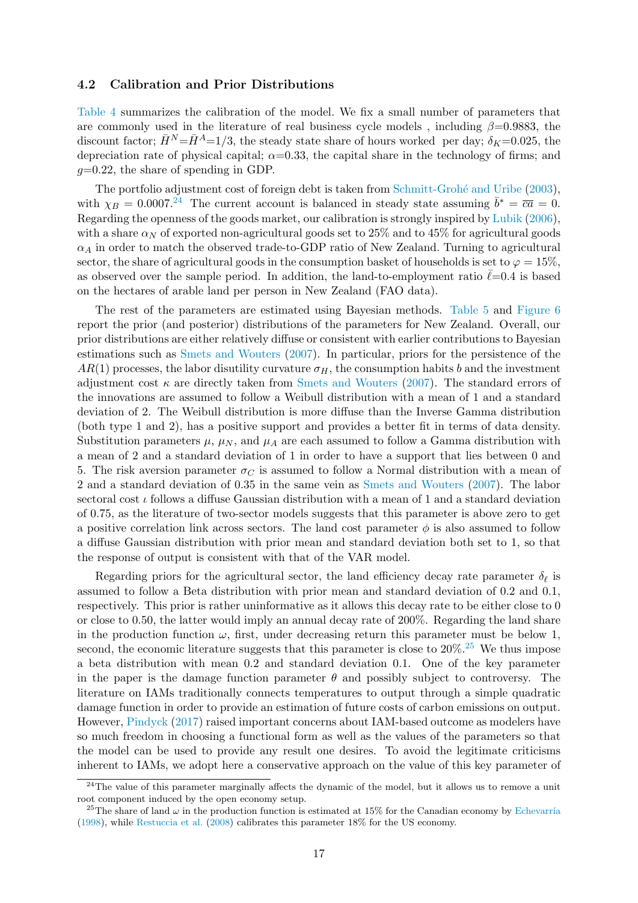### 4.2 Calibration and Prior Distributions

Table 4 summarizes the calibration of the model. We fix a small number of parameters that are commonly used in the literature of real business cycle models , including $\beta$=0.9883, the discount factor; $\bar{H}^N$=$\bar{H}^A$=1/3, the steady state share of hours worked per day; $\delta_K$=0.025, the depreciation rate of physical capital; $\alpha$=0.33, the capital share in the technology of firms; and $g$=0.22, the share of spending in GDP.

The portfolio adjustment cost of foreign debt is taken from Schmitt-Grohé and Uribe (2003), with $\chi_B$ = 0.0007.[24] The current account is balanced in steady state assuming $\bar{b}^* = \overline{ca} = 0$. Regarding the openness of the goods market, our calibration is strongly inspired by Lubik (2006), with a share $\alpha_N$ of exported non-agricultural goods set to 25% and to 45% for agricultural goods $\alpha_A$ in order to match the observed trade-to-GDP ratio of New Zealand. Turning to agricultural sector, the share of agricultural goods in the consumption basket of households is set to $\varphi$ = 15%, as observed over the sample period. In addition, the land-to-employment ratio $\bar{\ell}$=0.4 is based on the hectares of arable land per person in New Zealand (FAO data).

The rest of the parameters are estimated using Bayesian methods. Table 5 and Figure 6 report the prior (and posterior) distributions of the parameters for New Zealand. Overall, our prior distributions are either relatively diffuse or consistent with earlier contributions to Bayesian estimations such as Smets and Wouters (2007). In particular, priors for the persistence of the $AR(1)$ processes, the labor disutility curvature $\sigma_H$, the consumption habits $b$ and the investment adjustment cost $\kappa$ are directly taken from Smets and Wouters (2007). The standard errors of the innovations are assumed to follow a Weibull distribution with a mean of 1 and a standard deviation of 2. The Weibull distribution is more diffuse than the Inverse Gamma distribution (both type 1 and 2), has a positive support and provides a better fit in terms of data density. Substitution parameters $\mu$, $\mu_N$, and $\mu_A$ are each assumed to follow a Gamma distribution with a mean of 2 and a standard deviation of 1 in order to have a support that lies between 0 and 5. The risk aversion parameter $\sigma_C$ is assumed to follow a Normal distribution with a mean of 2 and a standard deviation of 0.35 in the same vein as Smets and Wouters (2007). The labor sectoral cost $\iota$ follows a diffuse Gaussian distribution with a mean of 1 and a standard deviation of 0.75, as the literature of two-sector models suggests that this parameter is above zero to get a positive correlation link across sectors. The land cost parameter $\phi$ is also assumed to follow a diffuse Gaussian distribution with prior mean and standard deviation both set to 1, so that the response of output is consistent with that of the VAR model.

Regarding priors for the agricultural sector, the land efficiency decay rate parameter $\delta_\ell$ is assumed to follow a Beta distribution with prior mean and standard deviation of 0.2 and 0.1, respectively. This prior is rather uninformative as it allows this decay rate to be either close to 0 or close to 0.50, the latter would imply an annual decay rate of 200%. Regarding the land share in the production function $\omega$, first, under decreasing return this parameter must be below 1, second, the economic literature suggests that this parameter is close to 20%.[25] We thus impose a beta distribution with mean 0.2 and standard deviation 0.1. One of the key parameter in the paper is the damage function parameter $\theta$ and possibly subject to controversy. The literature on IAMs traditionally connects temperatures to output through a simple quadratic damage function in order to provide an estimation of future costs of carbon emissions on output. However, Pindyck (2017) raised important concerns about IAM-based outcome as modelers have so much freedom in choosing a functional form as well as the values of the parameters so that the model can be used to provide any result one desires. To avoid the legitimate criticisms inherent to IAMs, we adopt here a conservative approach on the value of this key parameter of

[24] The value of this parameter marginally affects the dynamic of the model, but it allows us to remove a unit root component induced by the open economy setup.

[25] The share of land $\omega$ in the production function is estimated at 15% for the Canadian economy by Echevarría (1998), while Restuccia et al. (2008) calibrates this parameter 18% for the US economy.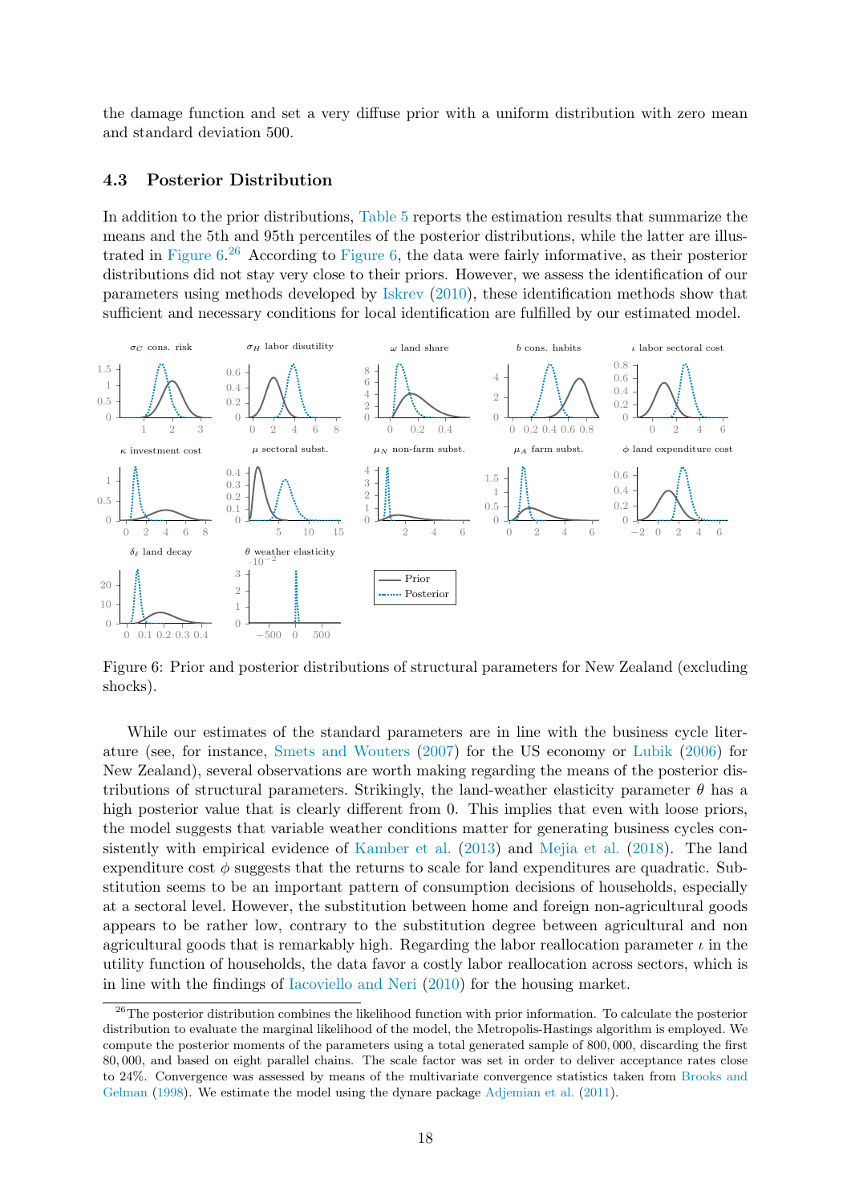the damage function and set a very diffuse prior with a uniform distribution with zero mean and standard deviation 500.

### 4.3 Posterior Distribution

In addition to the prior distributions, Table 5 reports the estimation results that summarize the means and the 5th and 95th percentiles of the posterior distributions, while the latter are illustrated in Figure 6.[26] According to Figure 6, the data were fairly informative, as their posterior distributions did not stay very close to their priors. However, we assess the identification of our parameters using methods developed by Iskrev (2010), these identification methods show that sufficient and necessary conditions for local identification are fulfilled by our estimated model.

Figure 6: Prior and posterior distributions of structural parameters for New Zealand (excluding shocks).

While our estimates of the standard parameters are in line with the business cycle literature (see, for instance, Smets and Wouters (2007) for the US economy or Lubik (2006) for New Zealand), several observations are worth making regarding the means of the posterior distributions of structural parameters. Strikingly, the land-weather elasticity parameter $\theta$ has a high posterior value that is clearly different from 0. This implies that even with loose priors, the model suggests that variable weather conditions matter for generating business cycles consistently with empirical evidence of Kamber et al. (2013) and Mejia et al. (2018). The land expenditure cost $\phi$ suggests that the returns to scale for land expenditures are quadratic. Substitution seems to be an important pattern of consumption decisions of households, especially at a sectoral level. However, the substitution between home and foreign non-agricultural goods appears to be rather low, contrary to the substitution degree between agricultural and non agricultural goods that is remarkably high. Regarding the labor reallocation parameter $\iota$ in the utility function of households, the data favor a costly labor reallocation across sectors, which is in line with the findings of Iacoviello and Neri (2010) for the housing market.

[26] The posterior distribution combines the likelihood function with prior information. To calculate the posterior distribution to evaluate the marginal likelihood of the model, the Metropolis-Hastings algorithm is employed. We compute the posterior moments of the parameters using a total generated sample of 800,000, discarding the first 80,000, and based on eight parallel chains. The scale factor was set in order to deliver acceptance rates close to 24%. Convergence was assessed by means of the multivariate convergence statistics taken from Brooks and Gelman (1998). We estimate the model using the dynare package Adjemian et al. (2011).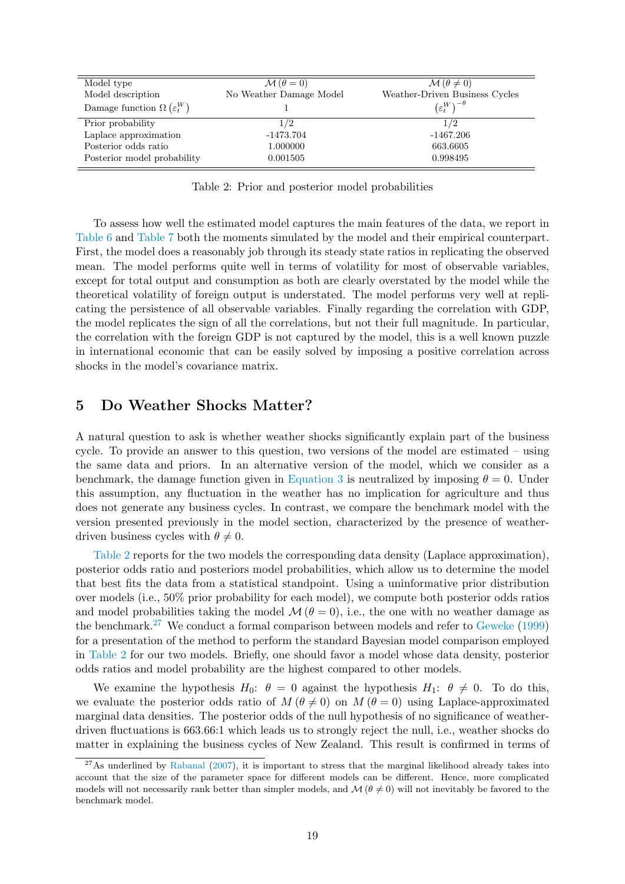| Model type | $\mathcal{M}(\theta = 0)$ | $\mathcal{M}(\theta \neq 0)$ |
|---|---|---|
| Model description | No Weather Damage Model | Weather-Driven Business Cycles |
| Damage function $\Omega(\varepsilon_t^W)$ | 1 | $(\varepsilon_t^W)^{-\theta}$ |
| Prior probability | 1/2 | 1/2 |
| Laplace approximation | -1473.704 | -1467.206 |
| Posterior odds ratio | 1.000000 | 663.6605 |
| Posterior model probability | 0.001505 | 0.998495 |

Table 2: Prior and posterior model probabilities

To assess how well the estimated model captures the main features of the data, we report in Table 6 and Table 7 both the moments simulated by the model and their empirical counterpart. First, the model does a reasonably job through its steady state ratios in replicating the observed mean. The model performs quite well in terms of volatility for most of observable variables, except for total output and consumption as both are clearly overstated by the model while the theoretical volatility of foreign output is understated. The model performs very well at replicating the persistence of all observable variables. Finally regarding the correlation with GDP, the model replicates the sign of all the correlations, but not their full magnitude. In particular, the correlation with the foreign GDP is not captured by the model, this is a well known puzzle in international economic that can be easily solved by imposing a positive correlation across shocks in the model's covariance matrix.

## 5 Do Weather Shocks Matter?

A natural question to ask is whether weather shocks significantly explain part of the business cycle. To provide an answer to this question, two versions of the model are estimated – using the same data and priors. In an alternative version of the model, which we consider as a benchmark, the damage function given in Equation 3 is neutralized by imposing $\theta = 0$. Under this assumption, any fluctuation in the weather has no implication for agriculture and thus does not generate any business cycles. In contrast, we compare the benchmark model with the version presented previously in the model section, characterized by the presence of weather-driven business cycles with $\theta \neq 0$.

Table 2 reports for the two models the corresponding data density (Laplace approximation), posterior odds ratio and posteriors model probabilities, which allow us to determine the model that best fits the data from a statistical standpoint. Using a uninformative prior distribution over models (i.e., 50% prior probability for each model), we compute both posterior odds ratios and model probabilities taking the model $\mathcal{M}(\theta = 0)$, i.e., the one with no weather damage as the benchmark.[27] We conduct a formal comparison between models and refer to Geweke (1999) for a presentation of the method to perform the standard Bayesian model comparison employed in Table 2 for our two models. Briefly, one should favor a model whose data density, posterior odds ratios and model probability are the highest compared to other models.

We examine the hypothesis $H_0$: $\theta = 0$ against the hypothesis $H_1$: $\theta \neq 0$. To do this, we evaluate the posterior odds ratio of $M(\theta \neq 0)$ on $M(\theta = 0)$ using Laplace-approximated marginal data densities. The posterior odds of the null hypothesis of no significance of weather-driven fluctuations is 663.66:1 which leads us to strongly reject the null, i.e., weather shocks do matter in explaining the business cycles of New Zealand. This result is confirmed in terms of

[27] As underlined by Rabanal (2007), it is important to stress that the marginal likelihood already takes into account that the size of the parameter space for different models can be different. Hence, more complicated models will not necessarily rank better than simpler models, and $\mathcal{M}(\theta \neq 0)$ will not inevitably be favored to the benchmark model.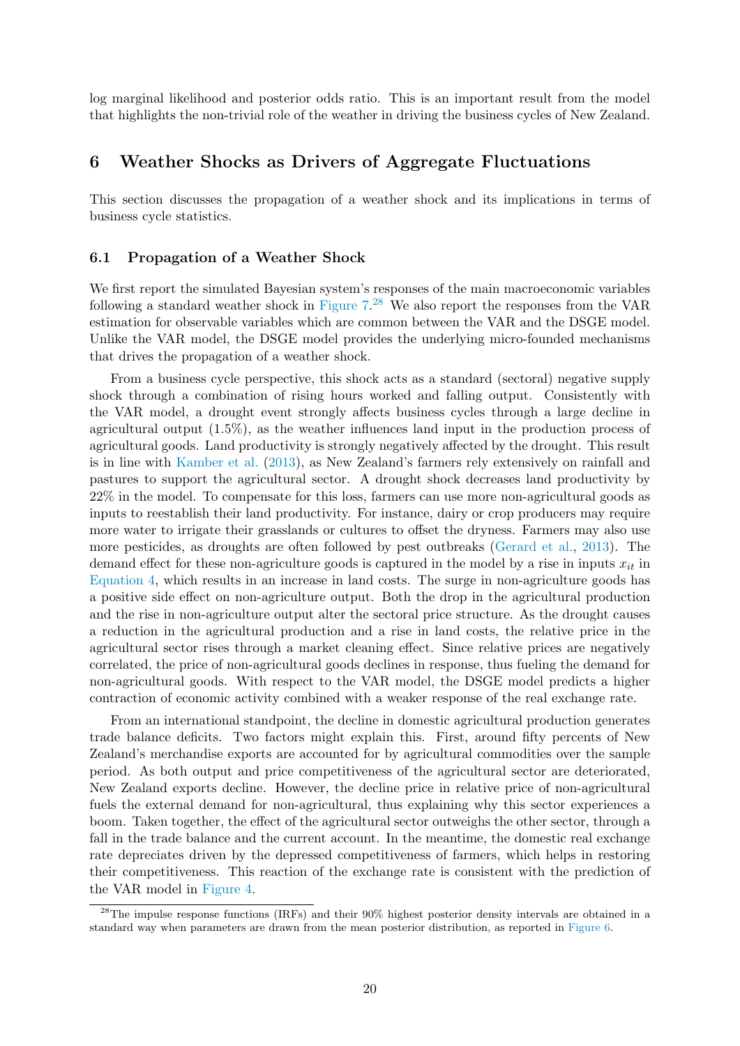log marginal likelihood and posterior odds ratio. This is an important result from the model that highlights the non-trivial role of the weather in driving the business cycles of New Zealand.

# 6 Weather Shocks as Drivers of Aggregate Fluctuations

This section discusses the propagation of a weather shock and its implications in terms of business cycle statistics.

## 6.1 Propagation of a Weather Shock

We first report the simulated Bayesian system's responses of the main macroeconomic variables following a standard weather shock in Figure 7.[28] We also report the responses from the VAR estimation for observable variables which are common between the VAR and the DSGE model. Unlike the VAR model, the DSGE model provides the underlying micro-founded mechanisms that drives the propagation of a weather shock.

From a business cycle perspective, this shock acts as a standard (sectoral) negative supply shock through a combination of rising hours worked and falling output. Consistently with the VAR model, a drought event strongly affects business cycles through a large decline in agricultural output (1.5%), as the weather influences land input in the production process of agricultural goods. Land productivity is strongly negatively affected by the drought. This result is in line with Kamber et al. (2013), as New Zealand's farmers rely extensively on rainfall and pastures to support the agricultural sector. A drought shock decreases land productivity by 22% in the model. To compensate for this loss, farmers can use more non-agricultural goods as inputs to reestablish their land productivity. For instance, dairy or crop producers may require more water to irrigate their grasslands or cultures to offset the dryness. Farmers may also use more pesticides, as droughts are often followed by pest outbreaks (Gerard et al., 2013). The demand effect for these non-agriculture goods is captured in the model by a rise in inputs $x_{it}$ in Equation 4, which results in an increase in land costs. The surge in non-agriculture goods has a positive side effect on non-agriculture output. Both the drop in the agricultural production and the rise in non-agriculture output alter the sectoral price structure. As the drought causes a reduction in the agricultural production and a rise in land costs, the relative price in the agricultural sector rises through a market cleaning effect. Since relative prices are negatively correlated, the price of non-agricultural goods declines in response, thus fueling the demand for non-agricultural goods. With respect to the VAR model, the DSGE model predicts a higher contraction of economic activity combined with a weaker response of the real exchange rate.

From an international standpoint, the decline in domestic agricultural production generates trade balance deficits. Two factors might explain this. First, around fifty percents of New Zealand's merchandise exports are accounted for by agricultural commodities over the sample period. As both output and price competitiveness of the agricultural sector are deteriorated, New Zealand exports decline. However, the decline price in relative price of non-agricultural fuels the external demand for non-agricultural, thus explaining why this sector experiences a boom. Taken together, the effect of the agricultural sector outweighs the other sector, through a fall in the trade balance and the current account. In the meantime, the domestic real exchange rate depreciates driven by the depressed competitiveness of farmers, which helps in restoring their competitiveness. This reaction of the exchange rate is consistent with the prediction of the VAR model in Figure 4.

[28] The impulse response functions (IRFs) and their 90% highest posterior density intervals are obtained in a standard way when parameters are drawn from the mean posterior distribution, as reported in Figure 6.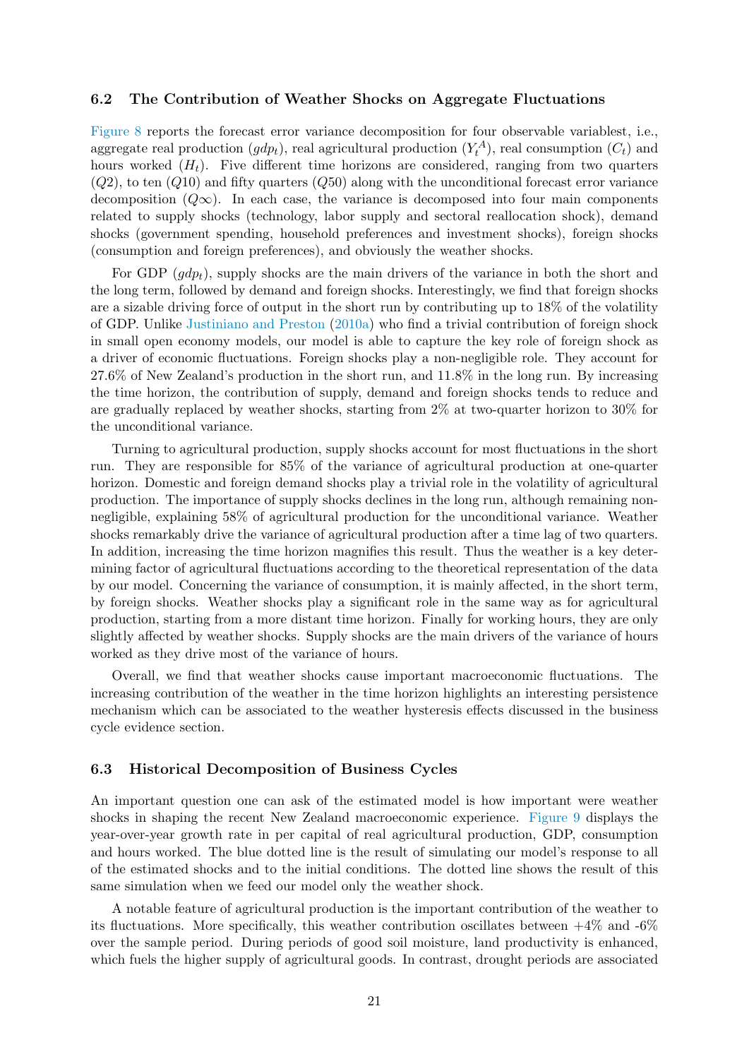### 6.2 The Contribution of Weather Shocks on Aggregate Fluctuations

Figure 8 reports the forecast error variance decomposition for four observable variablest, i.e., aggregate real production ($gdp_t$), real agricultural production ($Y_t^A$), real consumption ($C_t$) and hours worked ($H_t$). Five different time horizons are considered, ranging from two quarters ($Q2$), to ten ($Q10$) and fifty quarters ($Q50$) along with the unconditional forecast error variance decomposition ($Q\infty$). In each case, the variance is decomposed into four main components related to supply shocks (technology, labor supply and sectoral reallocation shock), demand shocks (government spending, household preferences and investment shocks), foreign shocks (consumption and foreign preferences), and obviously the weather shocks.

For GDP ($gdp_t$), supply shocks are the main drivers of the variance in both the short and the long term, followed by demand and foreign shocks. Interestingly, we find that foreign shocks are a sizable driving force of output in the short run by contributing up to 18% of the volatility of GDP. Unlike Justiniano and Preston (2010a) who find a trivial contribution of foreign shock in small open economy models, our model is able to capture the key role of foreign shock as a driver of economic fluctuations. Foreign shocks play a non-negligible role. They account for 27.6% of New Zealand's production in the short run, and 11.8% in the long run. By increasing the time horizon, the contribution of supply, demand and foreign shocks tends to reduce and are gradually replaced by weather shocks, starting from 2% at two-quarter horizon to 30% for the unconditional variance.

Turning to agricultural production, supply shocks account for most fluctuations in the short run. They are responsible for 85% of the variance of agricultural production at one-quarter horizon. Domestic and foreign demand shocks play a trivial role in the volatility of agricultural production. The importance of supply shocks declines in the long run, although remaining non-negligible, explaining 58% of agricultural production for the unconditional variance. Weather shocks remarkably drive the variance of agricultural production after a time lag of two quarters. In addition, increasing the time horizon magnifies this result. Thus the weather is a key determining factor of agricultural fluctuations according to the theoretical representation of the data by our model. Concerning the variance of consumption, it is mainly affected, in the short term, by foreign shocks. Weather shocks play a significant role in the same way as for agricultural production, starting from a more distant time horizon. Finally for working hours, they are only slightly affected by weather shocks. Supply shocks are the main drivers of the variance of hours worked as they drive most of the variance of hours.

Overall, we find that weather shocks cause important macroeconomic fluctuations. The increasing contribution of the weather in the time horizon highlights an interesting persistence mechanism which can be associated to the weather hysteresis effects discussed in the business cycle evidence section.

### 6.3 Historical Decomposition of Business Cycles

An important question one can ask of the estimated model is how important were weather shocks in shaping the recent New Zealand macroeconomic experience. Figure 9 displays the year-over-year growth rate in per capita of real agricultural production, GDP, consumption and hours worked. The blue dotted line is the result of simulating our model's response to all of the estimated shocks and to the initial conditions. The dotted line shows the result of this same simulation when we feed our model only the weather shock.

A notable feature of agricultural production is the important contribution of the weather to its fluctuations. More specifically, this weather contribution oscillates between +4% and -6% over the sample period. During periods of good soil moisture, land productivity is enhanced, which fuels the higher supply of agricultural goods. In contrast, drought periods are associated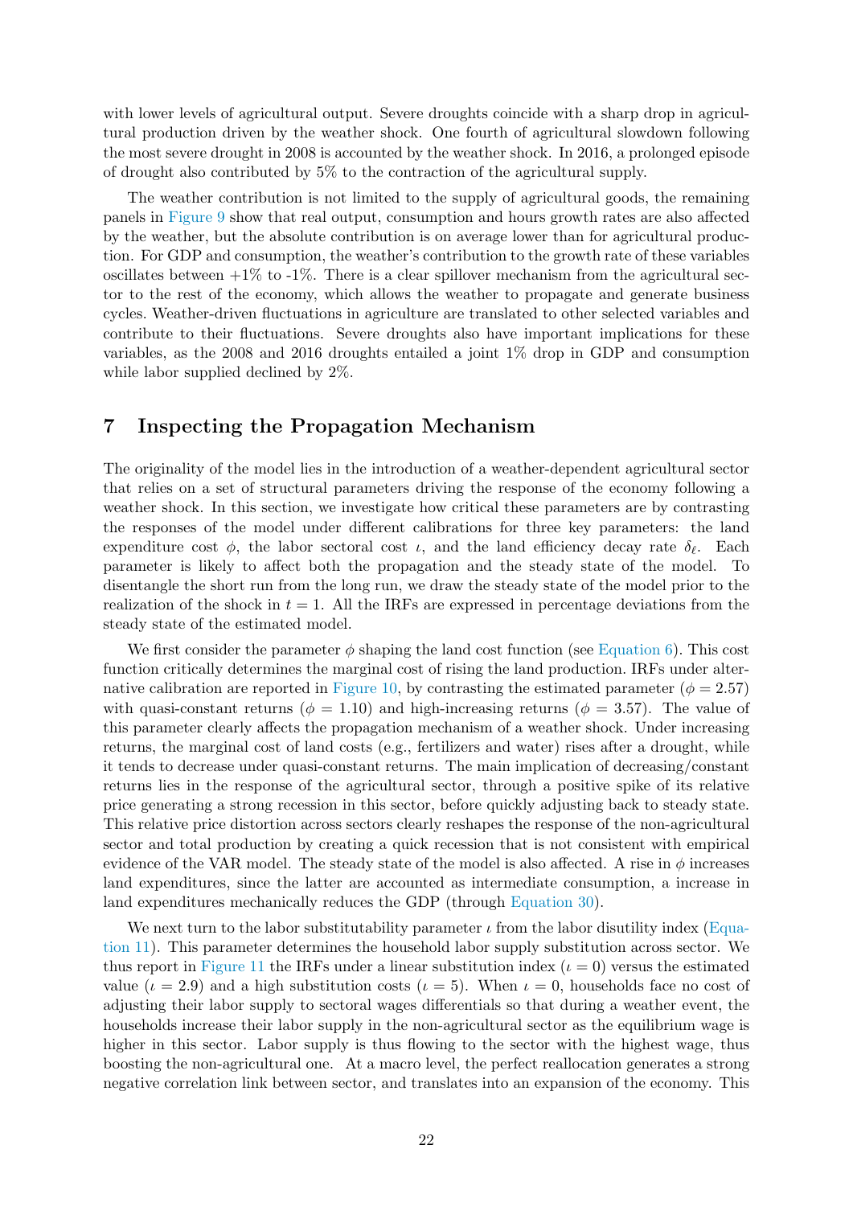with lower levels of agricultural output. Severe droughts coincide with a sharp drop in agricultural production driven by the weather shock. One fourth of agricultural slowdown following the most severe drought in 2008 is accounted by the weather shock. In 2016, a prolonged episode of drought also contributed by 5% to the contraction of the agricultural supply.

The weather contribution is not limited to the supply of agricultural goods, the remaining panels in Figure 9 show that real output, consumption and hours growth rates are also affected by the weather, but the absolute contribution is on average lower than for agricultural production. For GDP and consumption, the weather's contribution to the growth rate of these variables oscillates between +1% to -1%. There is a clear spillover mechanism from the agricultural sector to the rest of the economy, which allows the weather to propagate and generate business cycles. Weather-driven fluctuations in agriculture are translated to other selected variables and contribute to their fluctuations. Severe droughts also have important implications for these variables, as the 2008 and 2016 droughts entailed a joint 1% drop in GDP and consumption while labor supplied declined by 2%.

## 7 Inspecting the Propagation Mechanism

The originality of the model lies in the introduction of a weather-dependent agricultural sector that relies on a set of structural parameters driving the response of the economy following a weather shock. In this section, we investigate how critical these parameters are by contrasting the responses of the model under different calibrations for three key parameters: the land expenditure cost $\phi$, the labor sectoral cost $\iota$, and the land efficiency decay rate $\delta_\ell$. Each parameter is likely to affect both the propagation and the steady state of the model. To disentangle the short run from the long run, we draw the steady state of the model prior to the realization of the shock in $t = 1$. All the IRFs are expressed in percentage deviations from the steady state of the estimated model.

We first consider the parameter $\phi$ shaping the land cost function (see Equation 6). This cost function critically determines the marginal cost of rising the land production. IRFs under alternative calibration are reported in Figure 10, by contrasting the estimated parameter ($\phi = 2.57$) with quasi-constant returns ($\phi = 1.10$) and high-increasing returns ($\phi = 3.57$). The value of this parameter clearly affects the propagation mechanism of a weather shock. Under increasing returns, the marginal cost of land costs (e.g., fertilizers and water) rises after a drought, while it tends to decrease under quasi-constant returns. The main implication of decreasing/constant returns lies in the response of the agricultural sector, through a positive spike of its relative price generating a strong recession in this sector, before quickly adjusting back to steady state. This relative price distortion across sectors clearly reshapes the response of the non-agricultural sector and total production by creating a quick recession that is not consistent with empirical evidence of the VAR model. The steady state of the model is also affected. A rise in $\phi$ increases land expenditures, since the latter are accounted as intermediate consumption, a increase in land expenditures mechanically reduces the GDP (through Equation 30).

We next turn to the labor substitutability parameter $\iota$ from the labor disutility index (Equation 11). This parameter determines the household labor supply substitution across sector. We thus report in Figure 11 the IRFs under a linear substitution index ($\iota = 0$) versus the estimated value ($\iota = 2.9$) and a high substitution costs ($\iota = 5$). When $\iota = 0$, households face no cost of adjusting their labor supply to sectoral wages differentials so that during a weather event, the households increase their labor supply in the non-agricultural sector as the equilibrium wage is higher in this sector. Labor supply is thus flowing to the sector with the highest wage, thus boosting the non-agricultural one. At a macro level, the perfect reallocation generates a strong negative correlation link between sector, and translates into an expansion of the economy. This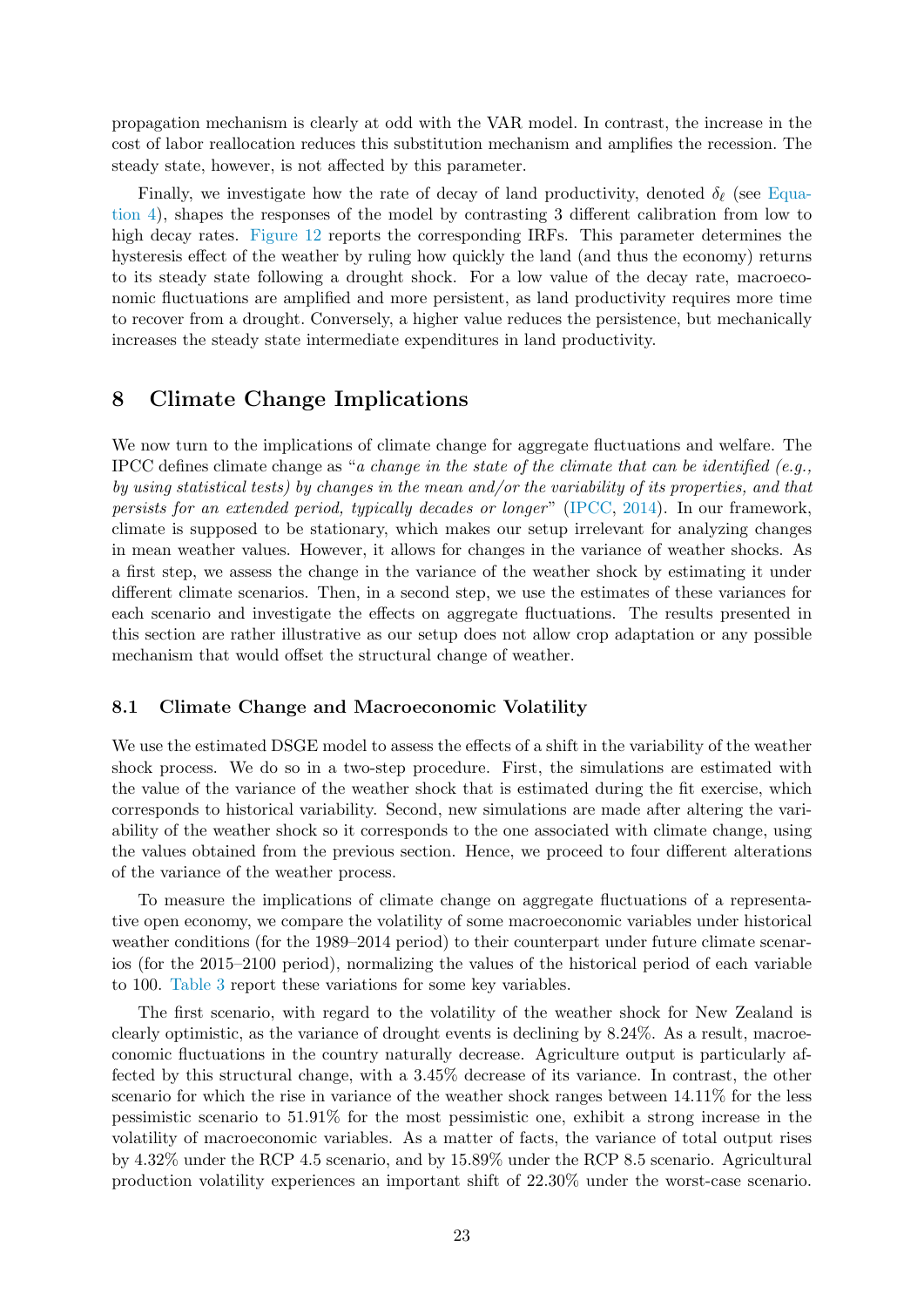propagation mechanism is clearly at odd with the VAR model. In contrast, the increase in the cost of labor reallocation reduces this substitution mechanism and amplifies the recession. The steady state, however, is not affected by this parameter.

Finally, we investigate how the rate of decay of land productivity, denoted $\delta_\ell$ (see Equation 4), shapes the responses of the model by contrasting 3 different calibration from low to high decay rates. Figure 12 reports the corresponding IRFs. This parameter determines the hysteresis effect of the weather by ruling how quickly the land (and thus the economy) returns to its steady state following a drought shock. For a low value of the decay rate, macroeconomic fluctuations are amplified and more persistent, as land productivity requires more time to recover from a drought. Conversely, a higher value reduces the persistence, but mechanically increases the steady state intermediate expenditures in land productivity.

## 8 Climate Change Implications

We now turn to the implications of climate change for aggregate fluctuations and welfare. The IPCC defines climate change as "*a change in the state of the climate that can be identified (e.g., by using statistical tests) by changes in the mean and/or the variability of its properties, and that persists for an extended period, typically decades or longer*" (IPCC, 2014). In our framework, climate is supposed to be stationary, which makes our setup irrelevant for analyzing changes in mean weather values. However, it allows for changes in the variance of weather shocks. As a first step, we assess the change in the variance of the weather shock by estimating it under different climate scenarios. Then, in a second step, we use the estimates of these variances for each scenario and investigate the effects on aggregate fluctuations. The results presented in this section are rather illustrative as our setup does not allow crop adaptation or any possible mechanism that would offset the structural change of weather.

### 8.1 Climate Change and Macroeconomic Volatility

We use the estimated DSGE model to assess the effects of a shift in the variability of the weather shock process. We do so in a two-step procedure. First, the simulations are estimated with the value of the variance of the weather shock that is estimated during the fit exercise, which corresponds to historical variability. Second, new simulations are made after altering the variability of the weather shock so it corresponds to the one associated with climate change, using the values obtained from the previous section. Hence, we proceed to four different alterations of the variance of the weather process.

To measure the implications of climate change on aggregate fluctuations of a representative open economy, we compare the volatility of some macroeconomic variables under historical weather conditions (for the 1989–2014 period) to their counterpart under future climate scenarios (for the 2015–2100 period), normalizing the values of the historical period of each variable to 100. Table 3 report these variations for some key variables.

The first scenario, with regard to the volatility of the weather shock for New Zealand is clearly optimistic, as the variance of drought events is declining by 8.24%. As a result, macroeconomic fluctuations in the country naturally decrease. Agriculture output is particularly affected by this structural change, with a 3.45% decrease of its variance. In contrast, the other scenario for which the rise in variance of the weather shock ranges between 14.11% for the less pessimistic scenario to 51.91% for the most pessimistic one, exhibit a strong increase in the volatility of macroeconomic variables. As a matter of facts, the variance of total output rises by 4.32% under the RCP 4.5 scenario, and by 15.89% under the RCP 8.5 scenario. Agricultural production volatility experiences an important shift of 22.30% under the worst-case scenario.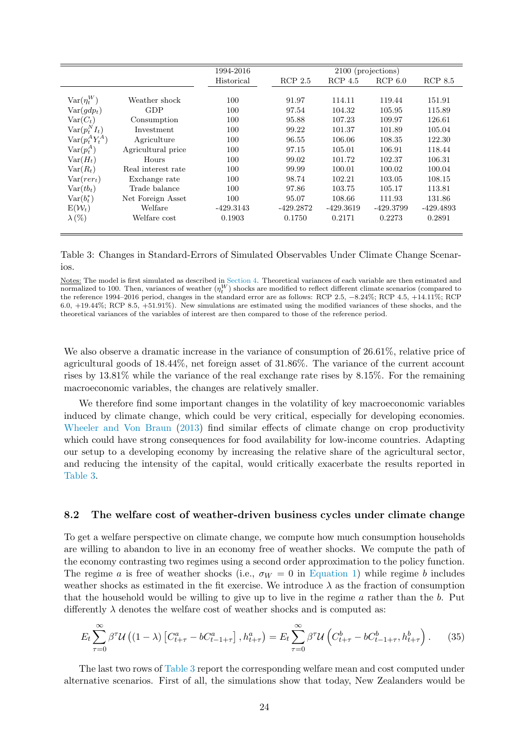|  |  | 1994-2016 | 2100 (projections) |  |  |  |
|---|---|---|---|---|---|---|
|  |  | Historical | RCP 2.5 | RCP 4.5 | RCP 6.0 | RCP 8.5 |
| $\text{Var}(\eta_t^W)$ | Weather shock | 100 | 91.97 | 114.11 | 119.44 | 151.91 |
| $\text{Var}(gdp_t)$ | GDP | 100 | 97.54 | 104.32 | 105.95 | 115.89 |
| $\text{Var}(C_t)$ | Consumption | 100 | 95.88 | 107.23 | 109.97 | 126.61 |
| $\text{Var}(p_t^N I_t)$ | Investment | 100 | 99.22 | 101.37 | 101.89 | 105.04 |
| $\text{Var}(p_t^A Y_t^A)$ | Agriculture | 100 | 96.55 | 106.06 | 108.35 | 122.30 |
| $\text{Var}(p_t^A)$ | Agricultural price | 100 | 97.15 | 105.01 | 106.91 | 118.44 |
| $\text{Var}(H_t)$ | Hours | 100 | 99.02 | 101.72 | 102.37 | 106.31 |
| $\text{Var}(R_t)$ | Real interest rate | 100 | 99.99 | 100.01 | 100.02 | 100.04 |
| $\text{Var}(rer_t)$ | Exchange rate | 100 | 98.74 | 102.21 | 103.05 | 108.15 |
| $\text{Var}(tb_t)$ | Trade balance | 100 | 97.86 | 103.75 | 105.17 | 113.81 |
| $\text{Var}(b_t^*)$ | Net Foreign Asset | 100 | 95.07 | 108.66 | 111.93 | 131.86 |
| $\text{E}(\mathcal{W}_t)$ | Welfare | -429.3143 | -429.2872 | -429.3619 | -429.3799 | -429.4893 |
| $\lambda\,(\%)$ | Welfare cost | 0.1903 | 0.1750 | 0.2171 | 0.2273 | 0.2891 |

Table 3: Changes in Standard-Errors of Simulated Observables Under Climate Change Scenarios.

Notes: The model is first simulated as described in Section 4. Theoretical variances of each variable are then estimated and normalized to 100. Then, variances of weather ($\eta_t^W$) shocks are modified to reflect different climate scenarios (compared to the reference 1994–2016 period, changes in the standard error are as follows: RCP 2.5, −8.24%; RCP 4.5, +14.11%; RCP 6.0, +19.44%; RCP 8.5, +51.91%). New simulations are estimated using the modified variances of these shocks, and the theoretical variances of the variables of interest are then compared to those of the reference period.

We also observe a dramatic increase in the variance of consumption of 26.61%, relative price of agricultural goods of 18.44%, net foreign asset of 31.86%. The variance of the current account rises by 13.81% while the variance of the real exchange rate rises by 8.15%. For the remaining macroeconomic variables, the changes are relatively smaller.

We therefore find some important changes in the volatility of key macroeconomic variables induced by climate change, which could be very critical, especially for developing economies. Wheeler and Von Braun (2013) find similar effects of climate change on crop productivity which could have strong consequences for food availability for low-income countries. Adapting our setup to a developing economy by increasing the relative share of the agricultural sector, and reducing the intensity of the capital, would critically exacerbate the results reported in Table 3.

### 8.2 The welfare cost of weather-driven business cycles under climate change

To get a welfare perspective on climate change, we compute how much consumption households are willing to abandon to live in an economy free of weather shocks. We compute the path of the economy contrasting two regimes using a second order approximation to the policy function. The regime $a$ is free of weather shocks (i.e., $\sigma_W = 0$ in Equation 1) while regime $b$ includes weather shocks as estimated in the fit exercise. We introduce $\lambda$ as the fraction of consumption that the household would be willing to give up to live in the regime $a$ rather than the $b$. Put differently $\lambda$ denotes the welfare cost of weather shocks and is computed as:

$$E_t \sum_{\tau=0}^{\infty} \beta^{\tau} \mathcal{U}\left((1-\lambda)\left[C_{t+\tau}^{a} - bC_{t-1+\tau}^{a}\right], h_{t+\tau}^{a}\right) = E_t \sum_{\tau=0}^{\infty} \beta^{\tau} \mathcal{U}\left(C_{t+\tau}^{b} - bC_{t-1+\tau}^{b}, h_{t+\tau}^{b}\right). \quad (35)$$

The last two rows of Table 3 report the corresponding welfare mean and cost computed under alternative scenarios. First of all, the simulations show that today, New Zealanders would be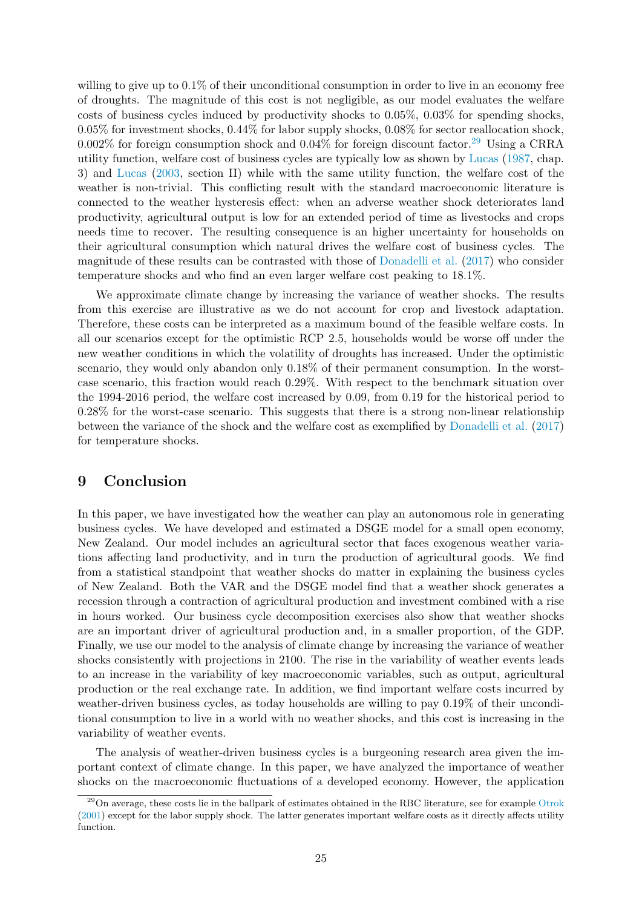willing to give up to 0.1% of their unconditional consumption in order to live in an economy free of droughts. The magnitude of this cost is not negligible, as our model evaluates the welfare costs of business cycles induced by productivity shocks to 0.05%, 0.03% for spending shocks, 0.05% for investment shocks, 0.44% for labor supply shocks, 0.08% for sector reallocation shock, 0.002% for foreign consumption shock and 0.04% for foreign discount factor.[29] Using a CRRA utility function, welfare cost of business cycles are typically low as shown by Lucas (1987, chap. 3) and Lucas (2003, section II) while with the same utility function, the welfare cost of the weather is non-trivial. This conflicting result with the standard macroeconomic literature is connected to the weather hysteresis effect: when an adverse weather shock deteriorates land productivity, agricultural output is low for an extended period of time as livestocks and crops needs time to recover. The resulting consequence is an higher uncertainty for households on their agricultural consumption which natural drives the welfare cost of business cycles. The magnitude of these results can be contrasted with those of Donadelli et al. (2017) who consider temperature shocks and who find an even larger welfare cost peaking to 18.1%.

We approximate climate change by increasing the variance of weather shocks. The results from this exercise are illustrative as we do not account for crop and livestock adaptation. Therefore, these costs can be interpreted as a maximum bound of the feasible welfare costs. In all our scenarios except for the optimistic RCP 2.5, households would be worse off under the new weather conditions in which the volatility of droughts has increased. Under the optimistic scenario, they would only abandon only 0.18% of their permanent consumption. In the worst-case scenario, this fraction would reach 0.29%. With respect to the benchmark situation over the 1994-2016 period, the welfare cost increased by 0.09, from 0.19 for the historical period to 0.28% for the worst-case scenario. This suggests that there is a strong non-linear relationship between the variance of the shock and the welfare cost as exemplified by Donadelli et al. (2017) for temperature shocks.

# 9 Conclusion

In this paper, we have investigated how the weather can play an autonomous role in generating business cycles. We have developed and estimated a DSGE model for a small open economy, New Zealand. Our model includes an agricultural sector that faces exogenous weather variations affecting land productivity, and in turn the production of agricultural goods. We find from a statistical standpoint that weather shocks do matter in explaining the business cycles of New Zealand. Both the VAR and the DSGE model find that a weather shock generates a recession through a contraction of agricultural production and investment combined with a rise in hours worked. Our business cycle decomposition exercises also show that weather shocks are an important driver of agricultural production and, in a smaller proportion, of the GDP. Finally, we use our model to the analysis of climate change by increasing the variance of weather shocks consistently with projections in 2100. The rise in the variability of weather events leads to an increase in the variability of key macroeconomic variables, such as output, agricultural production or the real exchange rate. In addition, we find important welfare costs incurred by weather-driven business cycles, as today households are willing to pay 0.19% of their unconditional consumption to live in a world with no weather shocks, and this cost is increasing in the variability of weather events.

The analysis of weather-driven business cycles is a burgeoning research area given the important context of climate change. In this paper, we have analyzed the importance of weather shocks on the macroeconomic fluctuations of a developed economy. However, the application

[29] On average, these costs lie in the ballpark of estimates obtained in the RBC literature, see for example Otrok (2001) except for the labor supply shock. The latter generates important welfare costs as it directly affects utility function.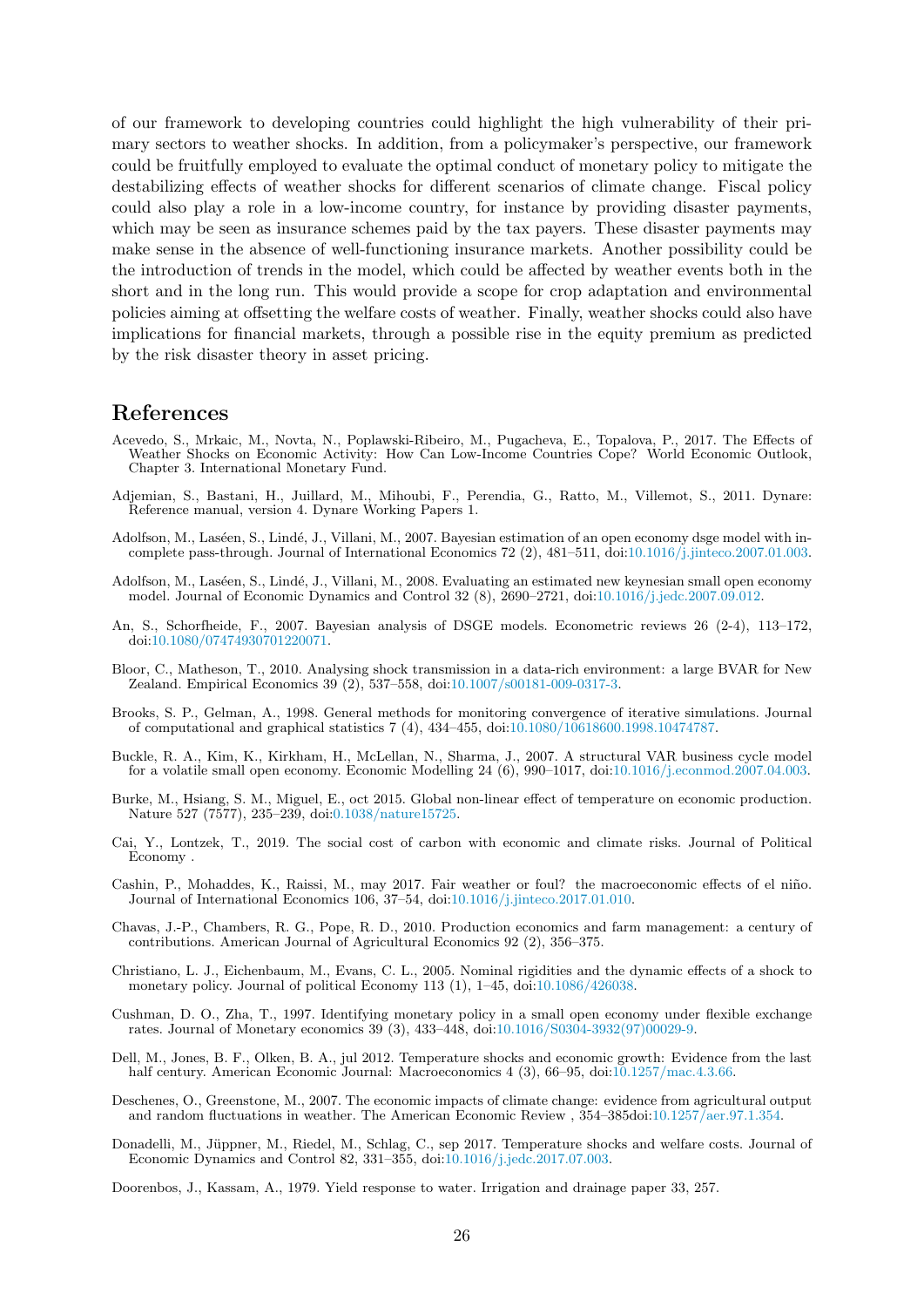of our framework to developing countries could highlight the high vulnerability of their primary sectors to weather shocks. In addition, from a policymaker's perspective, our framework could be fruitfully employed to evaluate the optimal conduct of monetary policy to mitigate the destabilizing effects of weather shocks for different scenarios of climate change. Fiscal policy could also play a role in a low-income country, for instance by providing disaster payments, which may be seen as insurance schemes paid by the tax payers. These disaster payments may make sense in the absence of well-functioning insurance markets. Another possibility could be the introduction of trends in the model, which could be affected by weather events both in the short and in the long run. This would provide a scope for crop adaptation and environmental policies aiming at offsetting the welfare costs of weather. Finally, weather shocks could also have implications for financial markets, through a possible rise in the equity premium as predicted by the risk disaster theory in asset pricing.

# References

Acevedo, S., Mrkaic, M., Novta, N., Poplawski-Ribeiro, M., Pugacheva, E., Topalova, P., 2017. The Effects of Weather Shocks on Economic Activity: How Can Low-Income Countries Cope? World Economic Outlook, Chapter 3. International Monetary Fund.

Adjemian, S., Bastani, H., Juillard, M., Mihoubi, F., Perendia, G., Ratto, M., Villemot, S., 2011. Dynare: Reference manual, version 4. Dynare Working Papers 1.

Adolfson, M., Laséen, S., Lindé, J., Villani, M., 2007. Bayesian estimation of an open economy dsge model with incomplete pass-through. Journal of International Economics 72 (2), 481–511, doi:10.1016/j.jinteco.2007.01.003.

Adolfson, M., Laséen, S., Lindé, J., Villani, M., 2008. Evaluating an estimated new keynesian small open economy model. Journal of Economic Dynamics and Control 32 (8), 2690–2721, doi:10.1016/j.jedc.2007.09.012.

An, S., Schorfheide, F., 2007. Bayesian analysis of DSGE models. Econometric reviews 26 (2-4), 113–172, doi:10.1080/07474930701220071.

Bloor, C., Matheson, T., 2010. Analysing shock transmission in a data-rich environment: a large BVAR for New Zealand. Empirical Economics 39 (2), 537–558, doi:10.1007/s00181-009-0317-3.

Brooks, S. P., Gelman, A., 1998. General methods for monitoring convergence of iterative simulations. Journal of computational and graphical statistics 7 (4), 434–455, doi:10.1080/10618600.1998.10474787.

Buckle, R. A., Kim, K., Kirkham, H., McLellan, N., Sharma, J., 2007. A structural VAR business cycle model for a volatile small open economy. Economic Modelling 24 (6), 990–1017, doi:10.1016/j.econmod.2007.04.003.

Burke, M., Hsiang, S. M., Miguel, E., oct 2015. Global non-linear effect of temperature on economic production. Nature 527 (7577), 235–239, doi:0.1038/nature15725.

Cai, Y., Lontzek, T., 2019. The social cost of carbon with economic and climate risks. Journal of Political Economy .

Cashin, P., Mohaddes, K., Raissi, M., may 2017. Fair weather or foul? the macroeconomic effects of el niño. Journal of International Economics 106, 37–54, doi:10.1016/j.jinteco.2017.01.010.

Chavas, J.-P., Chambers, R. G., Pope, R. D., 2010. Production economics and farm management: a century of contributions. American Journal of Agricultural Economics 92 (2), 356–375.

Christiano, L. J., Eichenbaum, M., Evans, C. L., 2005. Nominal rigidities and the dynamic effects of a shock to monetary policy. Journal of political Economy 113 (1), 1–45, doi:10.1086/426038.

Cushman, D. O., Zha, T., 1997. Identifying monetary policy in a small open economy under flexible exchange rates. Journal of Monetary economics 39 (3), 433–448, doi:10.1016/S0304-3932(97)00029-9.

Dell, M., Jones, B. F., Olken, B. A., jul 2012. Temperature shocks and economic growth: Evidence from the last half century. American Economic Journal: Macroeconomics 4 (3), 66–95, doi:10.1257/mac.4.3.66.

Deschenes, O., Greenstone, M., 2007. The economic impacts of climate change: evidence from agricultural output and random fluctuations in weather. The American Economic Review , 354–385doi:10.1257/aer.97.1.354.

Donadelli, M., Jüppner, M., Riedel, M., Schlag, C., sep 2017. Temperature shocks and welfare costs. Journal of Economic Dynamics and Control 82, 331–355, doi:10.1016/j.jedc.2017.07.003.

Doorenbos, J., Kassam, A., 1979. Yield response to water. Irrigation and drainage paper 33, 257.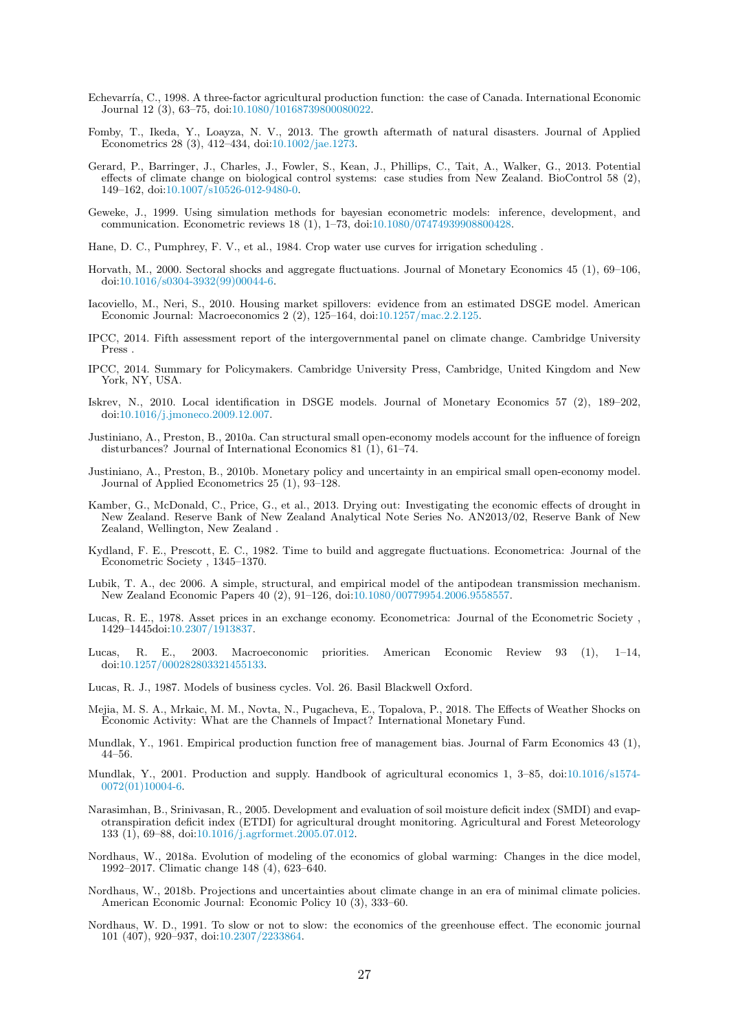Echevarría, C., 1998. A three-factor agricultural production function: the case of Canada. International Economic Journal 12 (3), 63–75, doi:10.1080/10168739800080022.

Fomby, T., Ikeda, Y., Loayza, N. V., 2013. The growth aftermath of natural disasters. Journal of Applied Econometrics 28 (3), 412–434, doi:10.1002/jae.1273.

Gerard, P., Barringer, J., Charles, J., Fowler, S., Kean, J., Phillips, C., Tait, A., Walker, G., 2013. Potential effects of climate change on biological control systems: case studies from New Zealand. BioControl 58 (2), 149–162, doi:10.1007/s10526-012-9480-0.

Geweke, J., 1999. Using simulation methods for bayesian econometric models: inference, development, and communication. Econometric reviews 18 (1), 1–73, doi:10.1080/07474939908800428.

Hane, D. C., Pumphrey, F. V., et al., 1984. Crop water use curves for irrigation scheduling .

Horvath, M., 2000. Sectoral shocks and aggregate fluctuations. Journal of Monetary Economics 45 (1), 69–106, doi:10.1016/s0304-3932(99)00044-6.

Iacoviello, M., Neri, S., 2010. Housing market spillovers: evidence from an estimated DSGE model. American Economic Journal: Macroeconomics 2 (2), 125–164, doi:10.1257/mac.2.2.125.

IPCC, 2014. Fifth assessment report of the intergovernmental panel on climate change. Cambridge University Press .

IPCC, 2014. Summary for Policymakers. Cambridge University Press, Cambridge, United Kingdom and New York, NY, USA.

Iskrev, N., 2010. Local identification in DSGE models. Journal of Monetary Economics 57 (2), 189–202, doi:10.1016/j.jmoneco.2009.12.007.

Justiniano, A., Preston, B., 2010a. Can structural small open-economy models account for the influence of foreign disturbances? Journal of International Economics 81 (1), 61–74.

Justiniano, A., Preston, B., 2010b. Monetary policy and uncertainty in an empirical small open-economy model. Journal of Applied Econometrics 25 (1), 93–128.

Kamber, G., McDonald, C., Price, G., et al., 2013. Drying out: Investigating the economic effects of drought in New Zealand. Reserve Bank of New Zealand Analytical Note Series No. AN2013/02, Reserve Bank of New Zealand, Wellington, New Zealand .

Kydland, F. E., Prescott, E. C., 1982. Time to build and aggregate fluctuations. Econometrica: Journal of the Econometric Society , 1345–1370.

Lubik, T. A., dec 2006. A simple, structural, and empirical model of the antipodean transmission mechanism. New Zealand Economic Papers 40 (2), 91–126, doi:10.1080/00779954.2006.9558557.

Lucas, R. E., 1978. Asset prices in an exchange economy. Econometrica: Journal of the Econometric Society , 1429–1445doi:10.2307/1913837.

Lucas, R. E., 2003. Macroeconomic priorities. American Economic Review 93 (1), 1–14, doi:10.1257/000282803321455133.

Lucas, R. J., 1987. Models of business cycles. Vol. 26. Basil Blackwell Oxford.

Mejia, M. S. A., Mrkaic, M. M., Novta, N., Pugacheva, E., Topalova, P., 2018. The Effects of Weather Shocks on Economic Activity: What are the Channels of Impact? International Monetary Fund.

Mundlak, Y., 1961. Empirical production function free of management bias. Journal of Farm Economics 43 (1), 44–56.

Mundlak, Y., 2001. Production and supply. Handbook of agricultural economics 1, 3–85, doi:10.1016/s1574-0072(01)10004-6.

Narasimhan, B., Srinivasan, R., 2005. Development and evaluation of soil moisture deficit index (SMDI) and evapotranspiration deficit index (ETDI) for agricultural drought monitoring. Agricultural and Forest Meteorology 133 (1), 69–88, doi:10.1016/j.agrformet.2005.07.012.

Nordhaus, W., 2018a. Evolution of modeling of the economics of global warming: Changes in the dice model, 1992–2017. Climatic change 148 (4), 623–640.

Nordhaus, W., 2018b. Projections and uncertainties about climate change in an era of minimal climate policies. American Economic Journal: Economic Policy 10 (3), 333–60.

Nordhaus, W. D., 1991. To slow or not to slow: the economics of the greenhouse effect. The economic journal 101 (407), 920–937, doi:10.2307/2233864.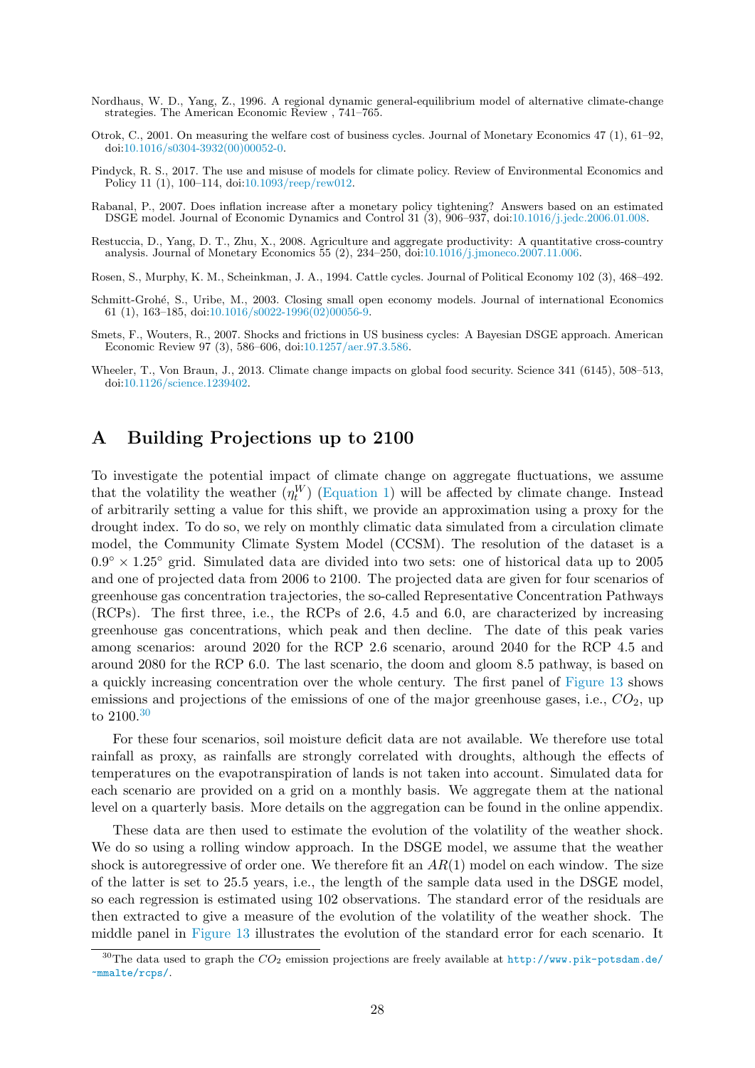Nordhaus, W. D., Yang, Z., 1996. A regional dynamic general-equilibrium model of alternative climate-change strategies. The American Economic Review , 741–765.

Otrok, C., 2001. On measuring the welfare cost of business cycles. Journal of Monetary Economics 47 (1), 61–92, doi:10.1016/s0304-3932(00)00052-0.

Pindyck, R. S., 2017. The use and misuse of models for climate policy. Review of Environmental Economics and Policy 11 (1), 100–114, doi:10.1093/reep/rew012.

Rabanal, P., 2007. Does inflation increase after a monetary policy tightening? Answers based on an estimated DSGE model. Journal of Economic Dynamics and Control 31 (3), 906–937, doi:10.1016/j.jedc.2006.01.008.

Restuccia, D., Yang, D. T., Zhu, X., 2008. Agriculture and aggregate productivity: A quantitative cross-country analysis. Journal of Monetary Economics 55 (2), 234–250, doi:10.1016/j.jmoneco.2007.11.006.

Rosen, S., Murphy, K. M., Scheinkman, J. A., 1994. Cattle cycles. Journal of Political Economy 102 (3), 468–492.

Schmitt-Grohé, S., Uribe, M., 2003. Closing small open economy models. Journal of international Economics 61 (1), 163–185, doi:10.1016/s0022-1996(02)00056-9.

Smets, F., Wouters, R., 2007. Shocks and frictions in US business cycles: A Bayesian DSGE approach. American Economic Review 97 (3), 586–606, doi:10.1257/aer.97.3.586.

Wheeler, T., Von Braun, J., 2013. Climate change impacts on global food security. Science 341 (6145), 508–513, doi:10.1126/science.1239402.

# A Building Projections up to 2100

To investigate the potential impact of climate change on aggregate fluctuations, we assume that the volatility the weather ($\eta_t^W$) (Equation 1) will be affected by climate change. Instead of arbitrarily setting a value for this shift, we provide an approximation using a proxy for the drought index. To do so, we rely on monthly climatic data simulated from a circulation climate model, the Community Climate System Model (CCSM). The resolution of the dataset is a $0.9° \times 1.25°$ grid. Simulated data are divided into two sets: one of historical data up to 2005 and one of projected data from 2006 to 2100. The projected data are given for four scenarios of greenhouse gas concentration trajectories, the so-called Representative Concentration Pathways (RCPs). The first three, i.e., the RCPs of 2.6, 4.5 and 6.0, are characterized by increasing greenhouse gas concentrations, which peak and then decline. The date of this peak varies among scenarios: around 2020 for the RCP 2.6 scenario, around 2040 for the RCP 4.5 and around 2080 for the RCP 6.0. The last scenario, the doom and gloom 8.5 pathway, is based on a quickly increasing concentration over the whole century. The first panel of Figure 13 shows emissions and projections of the emissions of one of the major greenhouse gases, i.e., $CO_2$, up to 2100.[30]

For these four scenarios, soil moisture deficit data are not available. We therefore use total rainfall as proxy, as rainfalls are strongly correlated with droughts, although the effects of temperatures on the evapotranspiration of lands is not taken into account. Simulated data for each scenario are provided on a grid on a monthly basis. We aggregate them at the national level on a quarterly basis. More details on the aggregation can be found in the online appendix.

These data are then used to estimate the evolution of the volatility of the weather shock. We do so using a rolling window approach. In the DSGE model, we assume that the weather shock is autoregressive of order one. We therefore fit an $AR(1)$ model on each window. The size of the latter is set to 25.5 years, i.e., the length of the sample data used in the DSGE model, so each regression is estimated using 102 observations. The standard error of the residuals are then extracted to give a measure of the evolution of the volatility of the weather shock. The middle panel in Figure 13 illustrates the evolution of the standard error for each scenario. It

[30] The data used to graph the $CO_2$ emission projections are freely available at http://www.pik-potsdam.de/~mmalte/rcps/.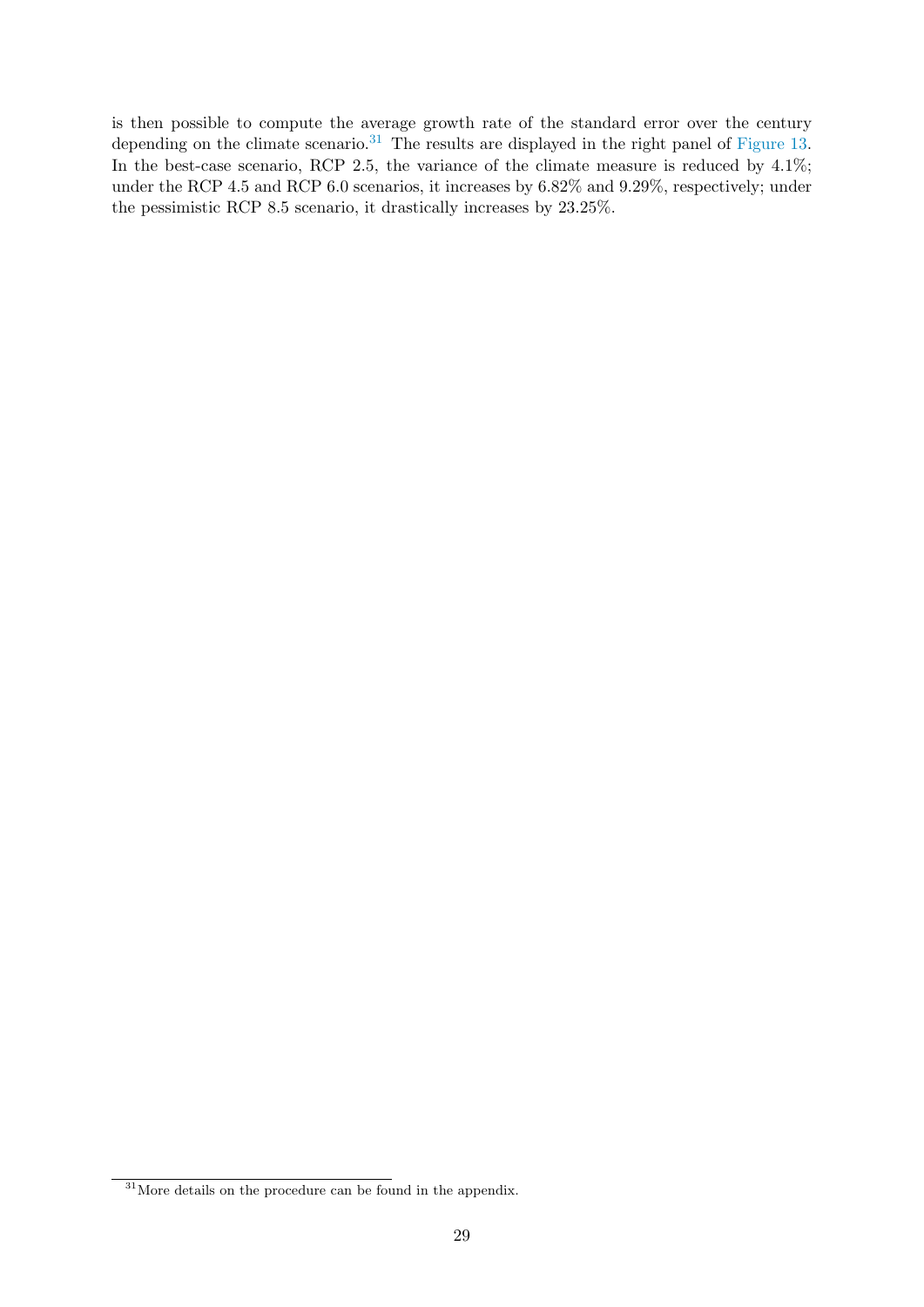is then possible to compute the average growth rate of the standard error over the century depending on the climate scenario.[31] The results are displayed in the right panel of Figure 13. In the best-case scenario, RCP 2.5, the variance of the climate measure is reduced by 4.1%; under the RCP 4.5 and RCP 6.0 scenarios, it increases by 6.82% and 9.29%, respectively; under the pessimistic RCP 8.5 scenario, it drastically increases by 23.25%.

[31] More details on the procedure can be found in the appendix.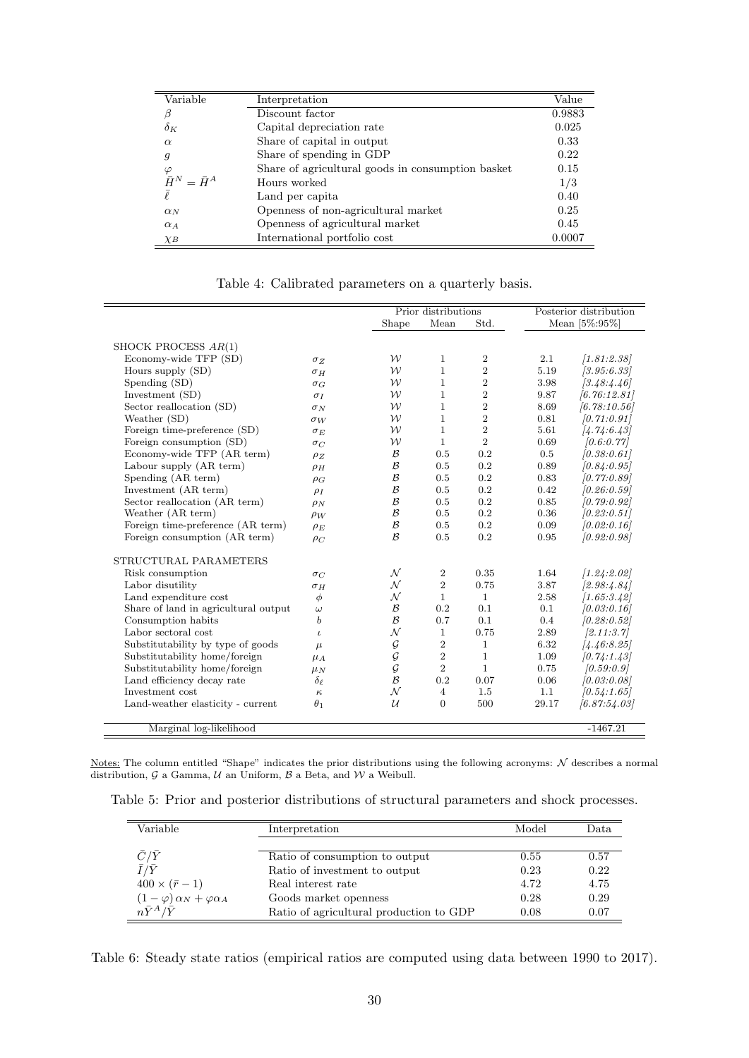| Variable | Interpretation | Value |
|---|---|---|
| $\beta$ | Discount factor | 0.9883 |
| $\delta_K$ | Capital depreciation rate | 0.025 |
| $\alpha$ | Share of capital in output | 0.33 |
| $g$ | Share of spending in GDP | 0.22 |
| $\varphi$ | Share of agricultural goods in consumption basket | 0.15 |
| $\bar{H}^N = \bar{H}^A$ | Hours worked | 1/3 |
| $\bar{\ell}$ | Land per capita | 0.40 |
| $\alpha_N$ | Openness of non-agricultural market | 0.25 |
| $\alpha_A$ | Openness of agricultural market | 0.45 |
| $\chi_B$ | International portfolio cost | 0.0007 |

Table 4: Calibrated parameters on a quarterly basis.

| | | Prior distributions | | | Posterior distribution | |
|---|---|---|---|---|---|---|
| | | Shape | Mean | Std. | Mean [5%:95%] | |
| SHOCK PROCESS $AR(1)$ | | | | | | |
| Economy-wide TFP (SD) | $\sigma_Z$ | $\mathcal{W}$ | 1 | 2 | 2.1 | *[1.81:2.38]* |
| Hours supply (SD) | $\sigma_H$ | $\mathcal{W}$ | 1 | 2 | 5.19 | *[3.95:6.33]* |
| Spending (SD) | $\sigma_G$ | $\mathcal{W}$ | 1 | 2 | 3.98 | *[3.48:4.46]* |
| Investment (SD) | $\sigma_I$ | $\mathcal{W}$ | 1 | 2 | 9.87 | *[6.76:12.81]* |
| Sector reallocation (SD) | $\sigma_N$ | $\mathcal{W}$ | 1 | 2 | 8.69 | *[6.78:10.56]* |
| Weather (SD) | $\sigma_W$ | $\mathcal{W}$ | 1 | 2 | 0.81 | *[0.71:0.91]* |
| Foreign time-preference (SD) | $\sigma_E$ | $\mathcal{W}$ | 1 | 2 | 5.61 | *[4.74:6.43]* |
| Foreign consumption (SD) | $\sigma_C$ | $\mathcal{W}$ | 1 | 2 | 0.69 | *[0.6:0.77]* |
| Economy-wide TFP (AR term) | $\rho_Z$ | $\mathcal{B}$ | 0.5 | 0.2 | 0.5 | *[0.38:0.61]* |
| Labour supply (AR term) | $\rho_H$ | $\mathcal{B}$ | 0.5 | 0.2 | 0.89 | *[0.84:0.95]* |
| Spending (AR term) | $\rho_G$ | $\mathcal{B}$ | 0.5 | 0.2 | 0.83 | *[0.77:0.89]* |
| Investment (AR term) | $\rho_I$ | $\mathcal{B}$ | 0.5 | 0.2 | 0.42 | *[0.26:0.59]* |
| Sector reallocation (AR term) | $\rho_N$ | $\mathcal{B}$ | 0.5 | 0.2 | 0.85 | *[0.79:0.92]* |
| Weather (AR term) | $\rho_W$ | $\mathcal{B}$ | 0.5 | 0.2 | 0.36 | *[0.23:0.51]* |
| Foreign time-preference (AR term) | $\rho_E$ | $\mathcal{B}$ | 0.5 | 0.2 | 0.09 | *[0.02:0.16]* |
| Foreign consumption (AR term) | $\rho_C$ | $\mathcal{B}$ | 0.5 | 0.2 | 0.95 | *[0.92:0.98]* |
| STRUCTURAL PARAMETERS | | | | | | |
| Risk consumption | $\sigma_C$ | $\mathcal{N}$ | 2 | 0.35 | 1.64 | *[1.24:2.02]* |
| Labor disutility | $\sigma_H$ | $\mathcal{N}$ | 2 | 0.75 | 3.87 | *[2.98:4.84]* |
| Land expenditure cost | $\phi$ | $\mathcal{N}$ | 1 | 1 | 2.58 | *[1.65:3.42]* |
| Share of land in agricultural output | $\omega$ | $\mathcal{B}$ | 0.2 | 0.1 | 0.1 | *[0.03:0.16]* |
| Consumption habits | $b$ | $\mathcal{B}$ | 0.7 | 0.1 | 0.4 | *[0.28:0.52]* |
| Labor sectoral cost | $\iota$ | $\mathcal{N}$ | 1 | 0.75 | 2.89 | *[2.11:3.7]* |
| Substitutability by type of goods | $\mu$ | $\mathcal{G}$ | 2 | 1 | 6.32 | *[4.46:8.25]* |
| Substitutability home/foreign | $\mu_A$ | $\mathcal{G}$ | 2 | 1 | 1.09 | *[0.74:1.43]* |
| Substitutability home/foreign | $\mu_N$ | $\mathcal{G}$ | 2 | 1 | 0.75 | *[0.59:0.9]* |
| Land efficiency decay rate | $\delta_\ell$ | $\mathcal{B}$ | 0.2 | 0.07 | 0.06 | *[0.03:0.08]* |
| Investment cost | $\kappa$ | $\mathcal{N}$ | 4 | 1.5 | 1.1 | *[0.54:1.65]* |
| Land-weather elasticity - current | $\theta_1$ | $\mathcal{U}$ | 0 | 500 | 29.17 | *[6.87:54.03]* |
| Marginal log-likelihood | | | | | -1467.21 | |

Notes: The column entitled "Shape" indicates the prior distributions using the following acronyms: $\mathcal{N}$ describes a normal distribution, $\mathcal{G}$ a Gamma, $\mathcal{U}$ an Uniform, $\mathcal{B}$ a Beta, and $\mathcal{W}$ a Weibull.

Table 5: Prior and posterior distributions of structural parameters and shock processes.

| Variable | Interpretation | Model | Data |
|---|---|---|---|
| $\bar{C}/\bar{Y}$ | Ratio of consumption to output | 0.55 | 0.57 |
| $\bar{I}/\bar{Y}$ | Ratio of investment to output | 0.23 | 0.22 |
| $400 \times (\bar{r} - 1)$ | Real interest rate | 4.72 | 4.75 |
| $(1-\varphi)\,\alpha_N + \varphi\alpha_A$ | Goods market openness | 0.28 | 0.29 |
| $n\bar{Y}^A/\bar{Y}$ | Ratio of agricultural production to GDP | 0.08 | 0.07 |

Table 6: Steady state ratios (empirical ratios are computed using data between 1990 to 2017).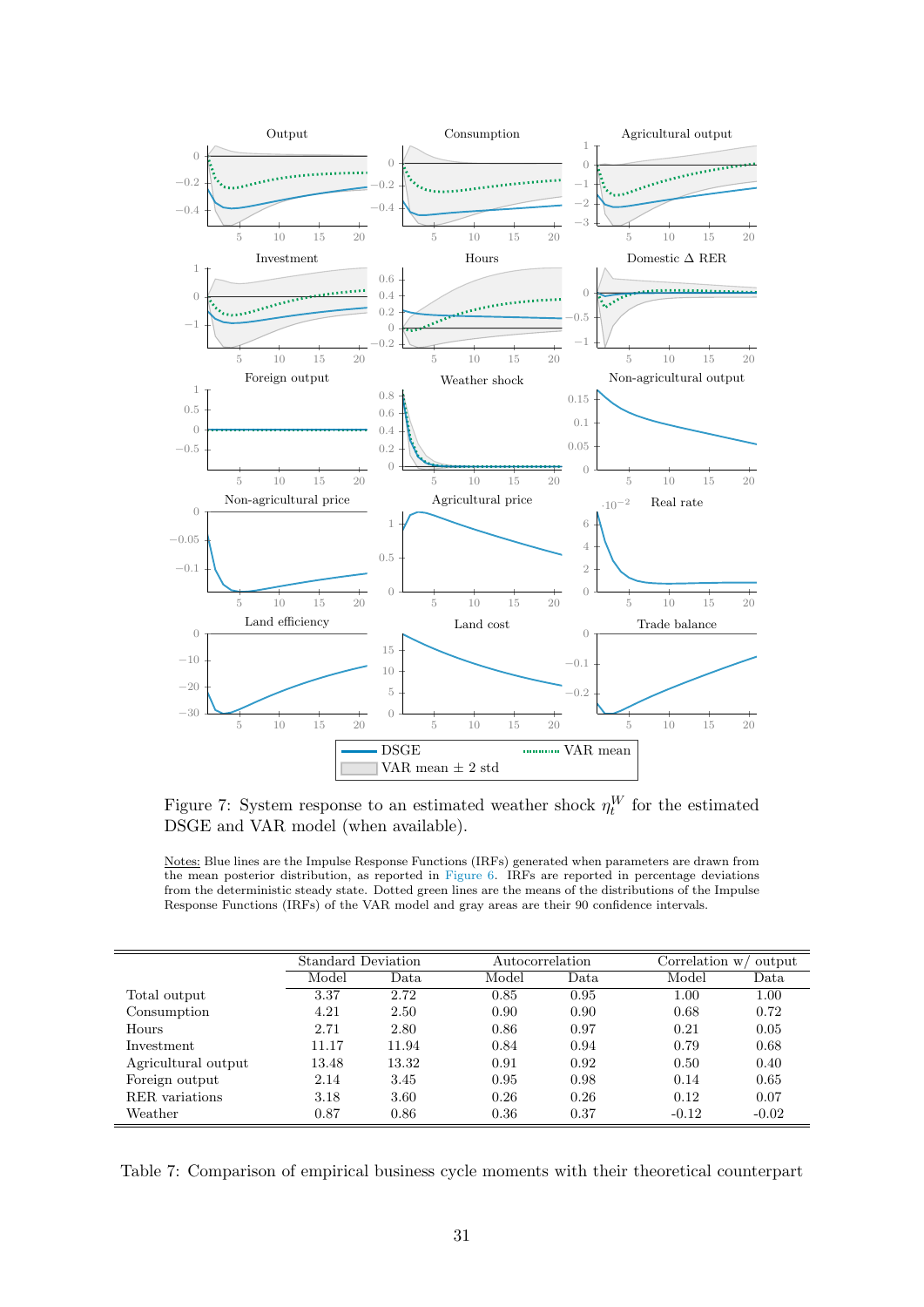Figure 7: System response to an estimated weather shock $\eta_t^W$ for the estimated DSGE and VAR model (when available).

Notes: Blue lines are the Impulse Response Functions (IRFs) generated when parameters are drawn from the mean posterior distribution, as reported in Figure 6. IRFs are reported in percentage deviations from the deterministic steady state. Dotted green lines are the means of the distributions of the Impulse Response Functions (IRFs) of the VAR model and gray areas are their 90 confidence intervals.

| | Standard Deviation | | Autocorrelation | | Correlation w/ output | |
|---|---|---|---|---|---|---|
| | Model | Data | Model | Data | Model | Data |
| Total output | 3.37 | 2.72 | 0.85 | 0.95 | 1.00 | 1.00 |
| Consumption | 4.21 | 2.50 | 0.90 | 0.90 | 0.68 | 0.72 |
| Hours | 2.71 | 2.80 | 0.86 | 0.97 | 0.21 | 0.05 |
| Investment | 11.17 | 11.94 | 0.84 | 0.94 | 0.79 | 0.68 |
| Agricultural output | 13.48 | 13.32 | 0.91 | 0.92 | 0.50 | 0.40 |
| Foreign output | 2.14 | 3.45 | 0.95 | 0.98 | 0.14 | 0.65 |
| RER variations | 3.18 | 3.60 | 0.26 | 0.26 | 0.12 | 0.07 |
| Weather | 0.87 | 0.86 | 0.36 | 0.37 | -0.12 | -0.02 |

Table 7: Comparison of empirical business cycle moments with their theoretical counterpart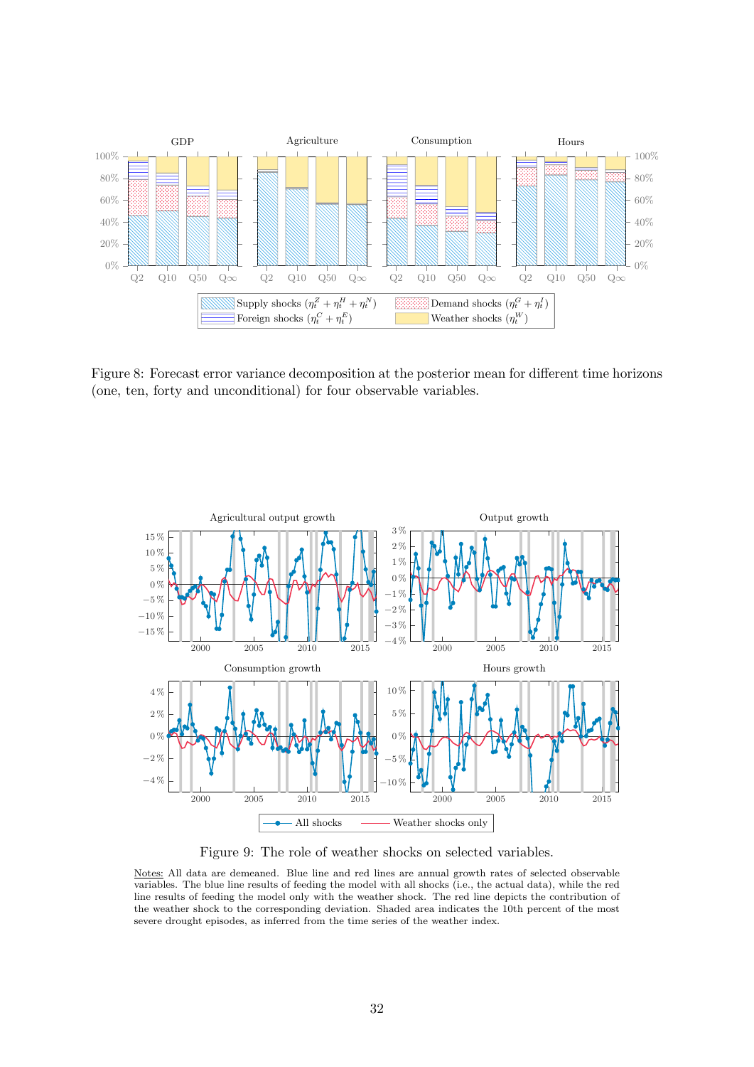Figure 8: Forecast error variance decomposition at the posterior mean for different time horizons (one, ten, forty and unconditional) for four observable variables.

Figure 9: The role of weather shocks on selected variables.

Notes: All data are demeaned. Blue line and red lines are annual growth rates of selected observable variables. The blue line results of feeding the model with all shocks (i.e., the actual data), while the red line results of feeding the model only with the weather shock. The red line depicts the contribution of the weather shock to the corresponding deviation. Shaded area indicates the 10th percent of the most severe drought episodes, as inferred from the time series of the weather index.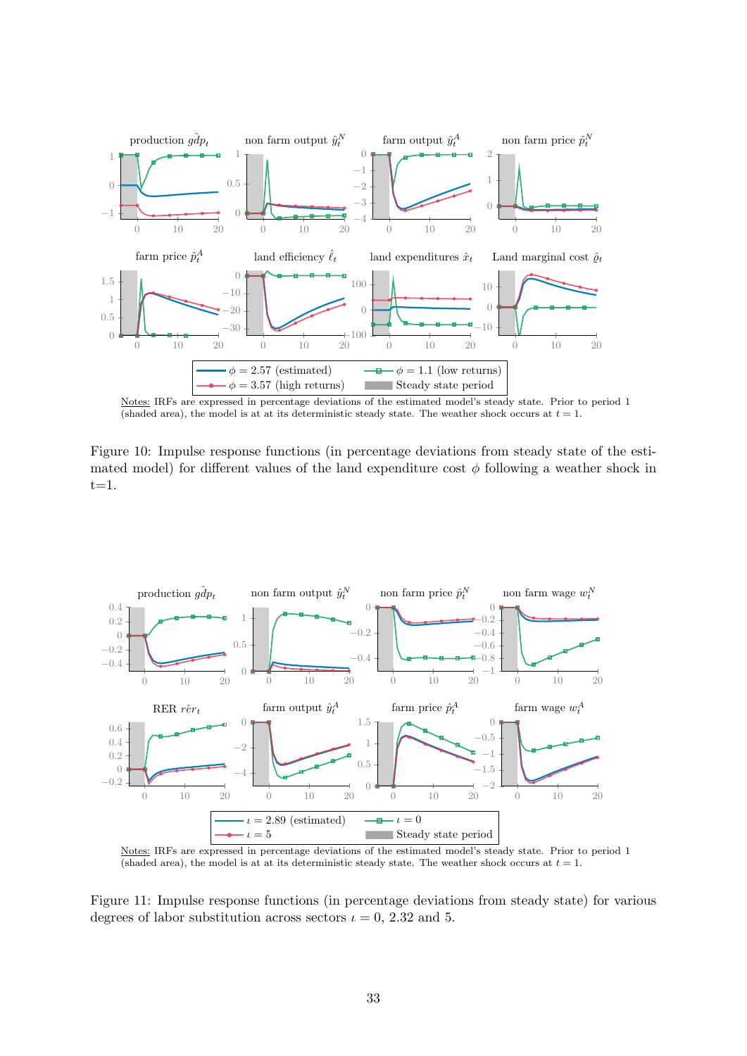Notes: IRFs are expressed in percentage deviations of the estimated model's steady state. Prior to period 1 (shaded area), the model is at at its deterministic steady state. The weather shock occurs at $t = 1$.

Figure 10: Impulse response functions (in percentage deviations from steady state of the estimated model) for different values of the land expenditure cost $\phi$ following a weather shock in t=1.

Notes: IRFs are expressed in percentage deviations of the estimated model's steady state. Prior to period 1 (shaded area), the model is at at its deterministic steady state. The weather shock occurs at $t = 1$.

Figure 11: Impulse response functions (in percentage deviations from steady state) for various degrees of labor substitution across sectors $\iota = 0$, 2.32 and 5.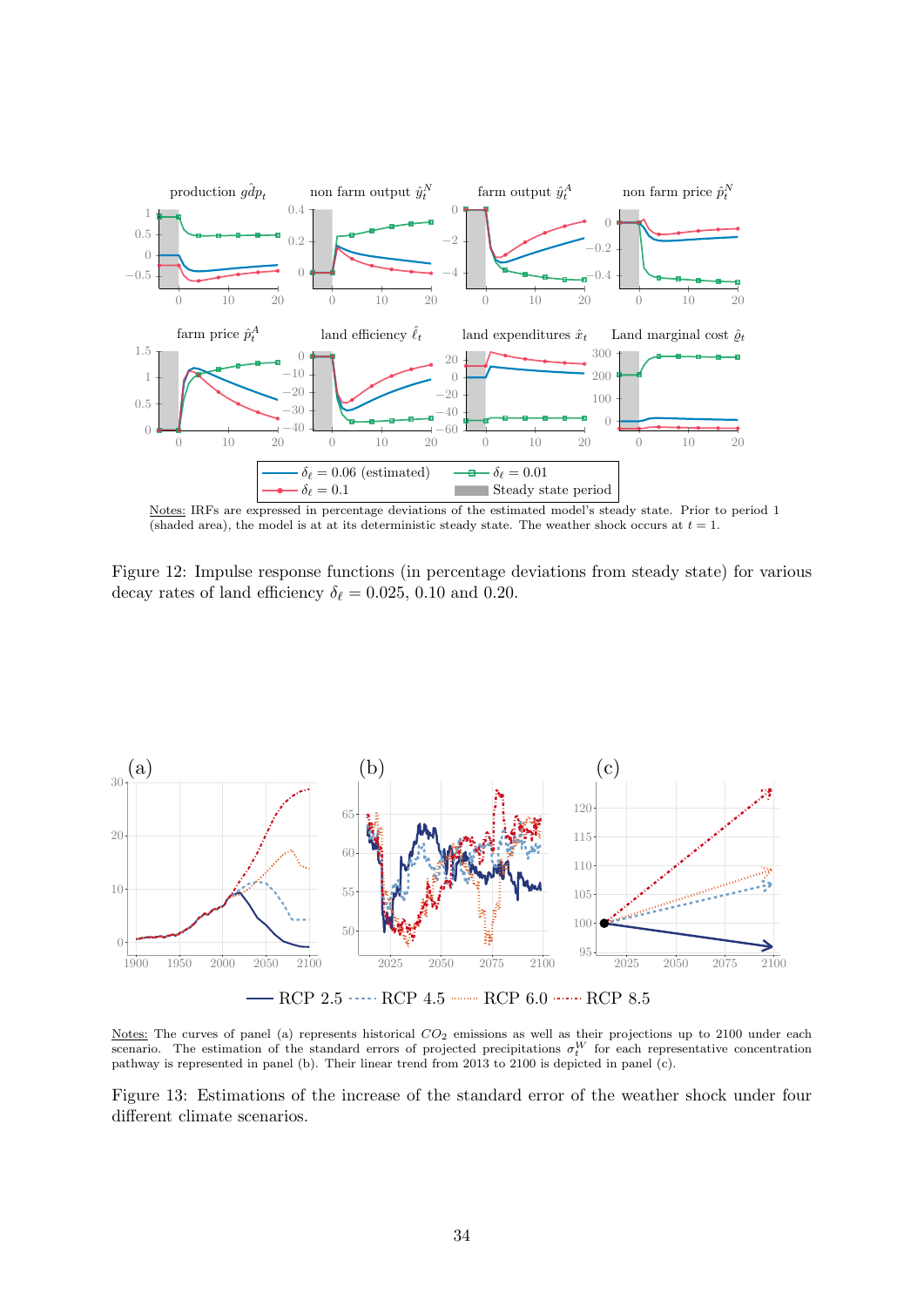production $\hat{gdp}_t$

non farm output $\hat{y}_t^N$

farm output $\hat{y}_t^A$

non farm price $\hat{p}_t^N$

farm price $\hat{p}_t^A$

land efficiency $\hat{\ell}_t$

land expenditures $\hat{x}_t$

Land marginal cost $\hat{\varrho}_t$

$\delta_\ell = 0.06$ (estimated)
$\delta_\ell = 0.1$
$\delta_\ell = 0.01$
Steady state period

Notes: IRFs are expressed in percentage deviations of the estimated model's steady state. Prior to period 1 (shaded area), the model is at at its deterministic steady state. The weather shock occurs at $t = 1$.

Figure 12: Impulse response functions (in percentage deviations from steady state) for various decay rates of land efficiency $\delta_\ell = 0.025$, 0.10 and 0.20.

(a)
(b)
(c)

RCP 2.5
RCP 4.5
RCP 6.0
RCP 8.5

Notes: The curves of panel (a) represents historical $CO_2$ emissions as well as their projections up to 2100 under each scenario. The estimation of the standard errors of projected precipitations $\sigma_t^W$ for each representative concentration pathway is represented in panel (b). Their linear trend from 2013 to 2100 is depicted in panel (c).

Figure 13: Estimations of the increase of the standard error of the weather shock under four different climate scenarios.